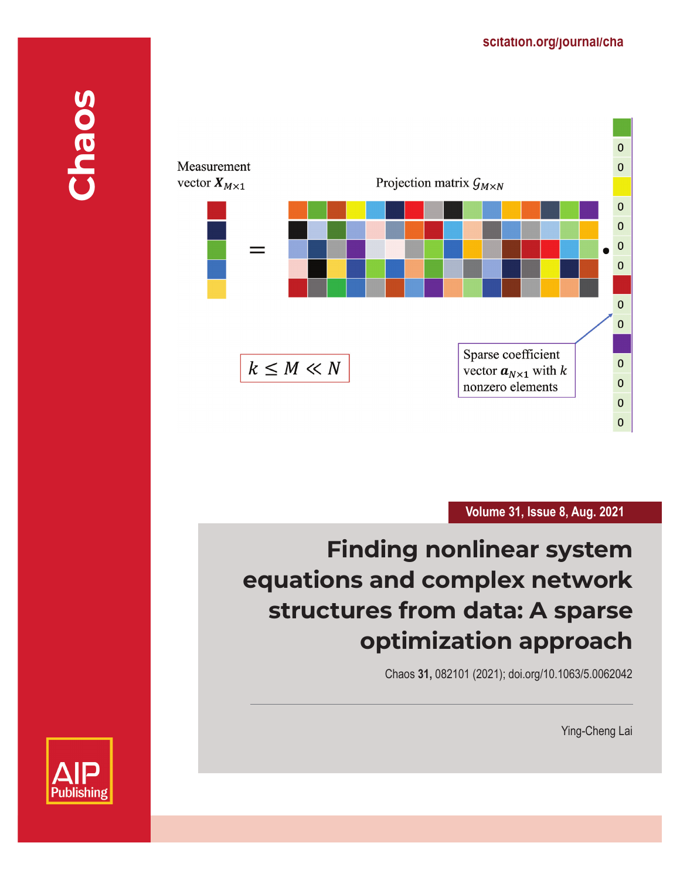Chaos

scitation.org/journal/cha

Measurement vector $\boldsymbol{X}_{M\times 1}$

Projection matrix $\mathcal{G}_{M\times N}$

Sparse coefficient vector $\boldsymbol{a}_{N\times 1}$ with $k$ nonzero elements

$k \leq M \ll N$

Volume 31, Issue 8, Aug. 2021

# Finding nonlinear system equations and complex network structures from data: A sparse optimization approach

Chaos **31,** 082101 (2021); doi.org/10.1063/5.0062042

Ying-Cheng Lai

AIP Publishing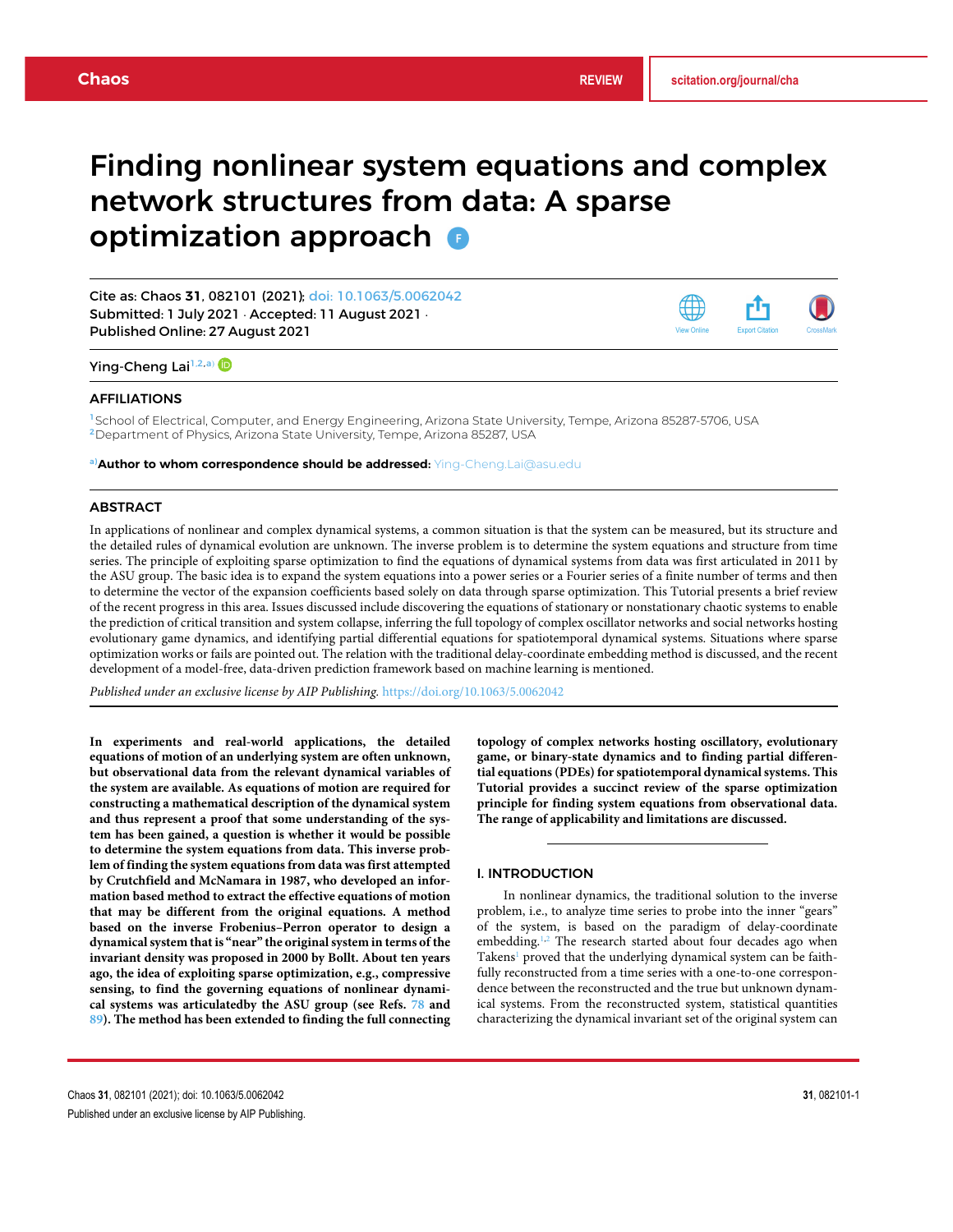# Finding nonlinear system equations and complex network structures from data: A sparse optimization approach

Cite as: Chaos **31**, 082101 (2021); doi: 10.1063/5.0062042
Submitted: 1 July 2021 · Accepted: 11 August 2021 ·
Published Online: 27 August 2021

Ying-Cheng Lai[1,2,a)]

## AFFILIATIONS

[1]School of Electrical, Computer, and Energy Engineering, Arizona State University, Tempe, Arizona 85287-5706, USA
[2]Department of Physics, Arizona State University, Tempe, Arizona 85287, USA

[a)]**Author to whom correspondence should be addressed:** Ying-Cheng.Lai@asu.edu

## ABSTRACT

In applications of nonlinear and complex dynamical systems, a common situation is that the system can be measured, but its structure and the detailed rules of dynamical evolution are unknown. The inverse problem is to determine the system equations and structure from time series. The principle of exploiting sparse optimization to find the equations of dynamical systems from data was first articulated in 2011 by the ASU group. The basic idea is to expand the system equations into a power series or a Fourier series of a finite number of terms and then to determine the vector of the expansion coefficients based solely on data through sparse optimization. This Tutorial presents a brief review of the recent progress in this area. Issues discussed include discovering the equations of stationary or nonstationary chaotic systems to enable the prediction of critical transition and system collapse, inferring the full topology of complex oscillator networks and social networks hosting evolutionary game dynamics, and identifying partial differential equations for spatiotemporal dynamical systems. Situations where sparse optimization works or fails are pointed out. The relation with the traditional delay-coordinate embedding method is discussed, and the recent development of a model-free, data-driven prediction framework based on machine learning is mentioned.

*Published under an exclusive license by AIP Publishing.* https://doi.org/10.1063/5.0062042

**In experiments and real-world applications, the detailed equations of motion of an underlying system are often unknown, but observational data from the relevant dynamical variables of the system are available. As equations of motion are required for constructing a mathematical description of the dynamical system and thus represent a proof that some understanding of the system has been gained, a question is whether it would be possible to determine the system equations from data. This inverse problem of finding the system equations from data was first attempted by Crutchfield and McNamara in 1987, who developed an information based method to extract the effective equations of motion that may be different from the original equations. A method based on the inverse Frobenius–Perron operator to design a dynamical system that is "near" the original system in terms of the invariant density was proposed in 2000 by Bollt. About ten years ago, the idea of exploiting sparse optimization, e.g., compressive sensing, to find the governing equations of nonlinear dynamical systems was articulatedby the ASU group (see Refs. 78 and 89). The method has been extended to finding the full connecting topology of complex networks hosting oscillatory, evolutionary game, or binary-state dynamics and to finding partial differential equations (PDEs) for spatiotemporal dynamical systems. This Tutorial provides a succinct review of the sparse optimization principle for finding system equations from observational data. The range of applicability and limitations are discussed.**

## I. INTRODUCTION

In nonlinear dynamics, the traditional solution to the inverse problem, i.e., to analyze time series to probe into the inner "gears" of the system, is based on the paradigm of delay-coordinate embedding.[1,2] The research started about four decades ago when Takens[1] proved that the underlying dynamical system can be faithfully reconstructed from a time series with a one-to-one correspondence between the reconstructed and the true but unknown dynamical systems. From the reconstructed system, statistical quantities characterizing the dynamical invariant set of the original system can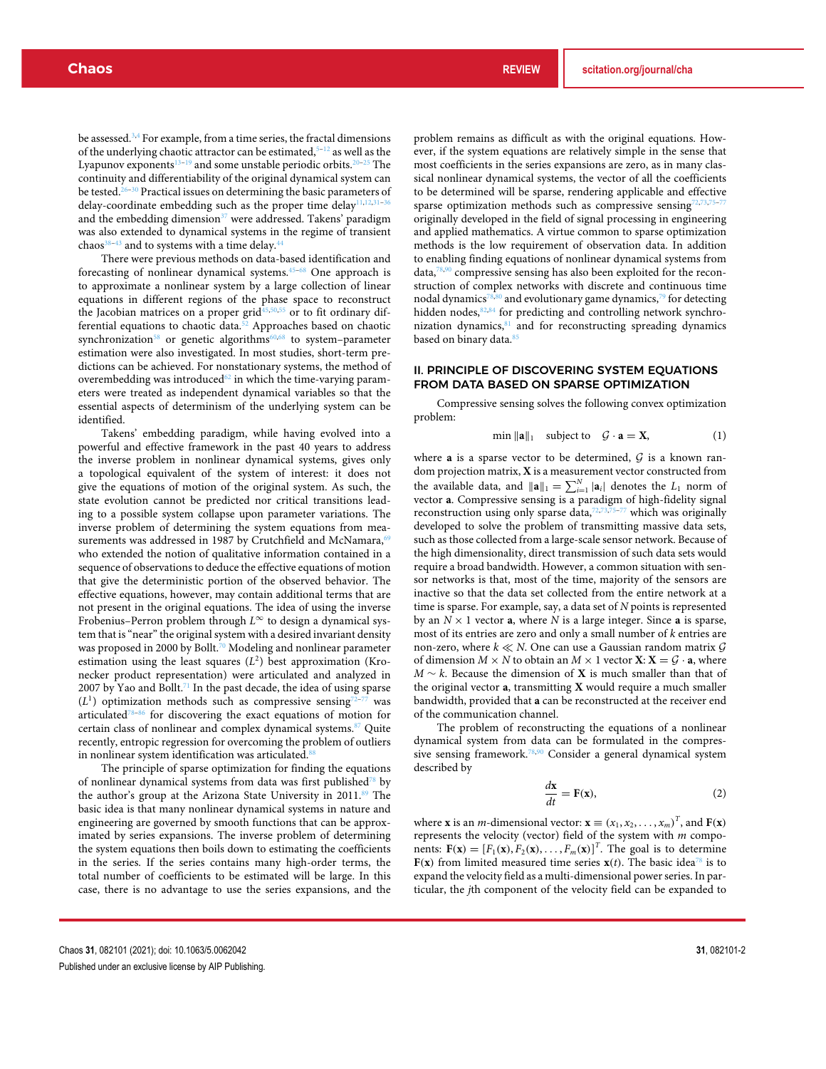be assessed.[3,4] For example, from a time series, the fractal dimensions of the underlying chaotic attractor can be estimated,[5–12] as well as the Lyapunov exponents[13–19] and some unstable periodic orbits.[20–25] The continuity and differentiability of the original dynamical system can be tested.[26–30] Practical issues on determining the basic parameters of delay-coordinate embedding such as the proper time delay[11,12,31–36] and the embedding dimension[37] were addressed. Takens' paradigm was also extended to dynamical systems in the regime of transient chaos[38–43] and to systems with a time delay.[44]

There were previous methods on data-based identification and forecasting of nonlinear dynamical systems.[45–68] One approach is to approximate a nonlinear system by a large collection of linear equations in different regions of the phase space to reconstruct the Jacobian matrices on a proper grid[45,50,55] or to fit ordinary differential equations to chaotic data.[52] Approaches based on chaotic synchronization[58] or genetic algorithms[60,68] to system–parameter estimation were also investigated. In most studies, short-term predictions can be achieved. For nonstationary systems, the method of overembedding was introduced[62] in which the time-varying parameters were treated as independent dynamical variables so that the essential aspects of determinism of the underlying system can be identified.

Takens' embedding paradigm, while having evolved into a powerful and effective framework in the past 40 years to address the inverse problem in nonlinear dynamical systems, gives only a topological equivalent of the system of interest: it does not give the equations of motion of the original system. As such, the state evolution cannot be predicted nor critical transitions leading to a possible system collapse upon parameter variations. The inverse problem of determining the system equations from measurements was addressed in 1987 by Crutchfield and McNamara,[69] who extended the notion of qualitative information contained in a sequence of observations to deduce the effective equations of motion that give the deterministic portion of the observed behavior. The effective equations, however, may contain additional terms that are not present in the original equations. The idea of using the inverse Frobenius–Perron problem through $L^\infty$ to design a dynamical system that is "near" the original system with a desired invariant density was proposed in 2000 by Bollt.[70] Modeling and nonlinear parameter estimation using the least squares ($L^2$) best approximation (Kronecker product representation) were articulated and analyzed in 2007 by Yao and Bollt.[71] In the past decade, the idea of using sparse ($L^1$) optimization methods such as compressive sensing[72–77] was articulated[78–86] for discovering the exact equations of motion for certain class of nonlinear and complex dynamical systems.[87] Quite recently, entropic regression for overcoming the problem of outliers in nonlinear system identification was articulated.[88]

The principle of sparse optimization for finding the equations of nonlinear dynamical systems from data was first published[78] by the author's group at the Arizona State University in 2011.[89] The basic idea is that many nonlinear dynamical systems in nature and engineering are governed by smooth functions that can be approximated by series expansions. The inverse problem of determining the system equations then boils down to estimating the coefficients in the series. If the series contains many high-order terms, the total number of coefficients to be estimated will be large. In this case, there is no advantage to use the series expansions, and the problem remains as difficult as with the original equations. However, if the system equations are relatively simple in the sense that most coefficients in the series expansions are zero, as in many classical nonlinear dynamical systems, the vector of all the coefficients to be determined will be sparse, rendering applicable and effective sparse optimization methods such as compressive sensing[72,73,75–77] originally developed in the field of signal processing in engineering and applied mathematics. A virtue common to sparse optimization methods is the low requirement of observation data. In addition to enabling finding equations of nonlinear dynamical systems from data,[78,90] compressive sensing has also been exploited for the reconstruction of complex networks with discrete and continuous time nodal dynamics[78,80] and evolutionary game dynamics,[79] for detecting hidden nodes,[82,84] for predicting and controlling network synchronization dynamics,[81] and for reconstructing spreading dynamics based on binary data.[85]

## II. PRINCIPLE OF DISCOVERING SYSTEM EQUATIONS FROM DATA BASED ON SPARSE OPTIMIZATION

Compressive sensing solves the following convex optimization problem:

$$\min \|\mathbf{a}\|_1 \quad \text{subject to} \quad \mathcal{G}\cdot\mathbf{a} = \mathbf{X}, \tag{1}$$

where $\mathbf{a}$ is a sparse vector to be determined, $\mathcal{G}$ is a known random projection matrix, $\mathbf{X}$ is a measurement vector constructed from the available data, and $\|\mathbf{a}\|_1 = \sum_{i=1}^{N}|\mathbf{a}_i|$ denotes the $L_1$ norm of vector $\mathbf{a}$. Compressive sensing is a paradigm of high-fidelity signal reconstruction using only sparse data,[72,73,75–77] which was originally developed to solve the problem of transmitting massive data sets, such as those collected from a large-scale sensor network. Because of the high dimensionality, direct transmission of such data sets would require a broad bandwidth. However, a common situation with sensor networks is that, most of the time, majority of the sensors are inactive so that the data set collected from the entire network at a time is sparse. For example, say, a data set of $N$ points is represented by an $N\times 1$ vector $\mathbf{a}$, where $N$ is a large integer. Since $\mathbf{a}$ is sparse, most of its entries are zero and only a small number of $k$ entries are non-zero, where $k \ll N$. One can use a Gaussian random matrix $\mathcal{G}$ of dimension $M\times N$ to obtain an $M\times 1$ vector $\mathbf{X}$: $\mathbf{X} = \mathcal{G}\cdot\mathbf{a}$, where $M\sim k$. Because the dimension of $\mathbf{X}$ is much smaller than that of the original vector $\mathbf{a}$, transmitting $\mathbf{X}$ would require a much smaller bandwidth, provided that $\mathbf{a}$ can be reconstructed at the receiver end of the communication channel.

The problem of reconstructing the equations of a nonlinear dynamical system from data can be formulated in the compressive sensing framework.[78,90] Consider a general dynamical system described by

$$\frac{d\mathbf{x}}{dt} = \mathbf{F}(\mathbf{x}), \tag{2}$$

where $\mathbf{x}$ is an $m$-dimensional vector: $\mathbf{x} \equiv (x_1, x_2, \ldots, x_m)^T$, and $\mathbf{F}(\mathbf{x})$ represents the velocity (vector) field of the system with $m$ components: $\mathbf{F}(\mathbf{x}) = [F_1(\mathbf{x}), F_2(\mathbf{x}), \ldots, F_m(\mathbf{x})]^T$. The goal is to determine $\mathbf{F}(\mathbf{x})$ from limited measured time series $\mathbf{x}(t)$. The basic idea[78] is to expand the velocity field as a multi-dimensional power series. In particular, the $j$th component of the velocity field can be expanded to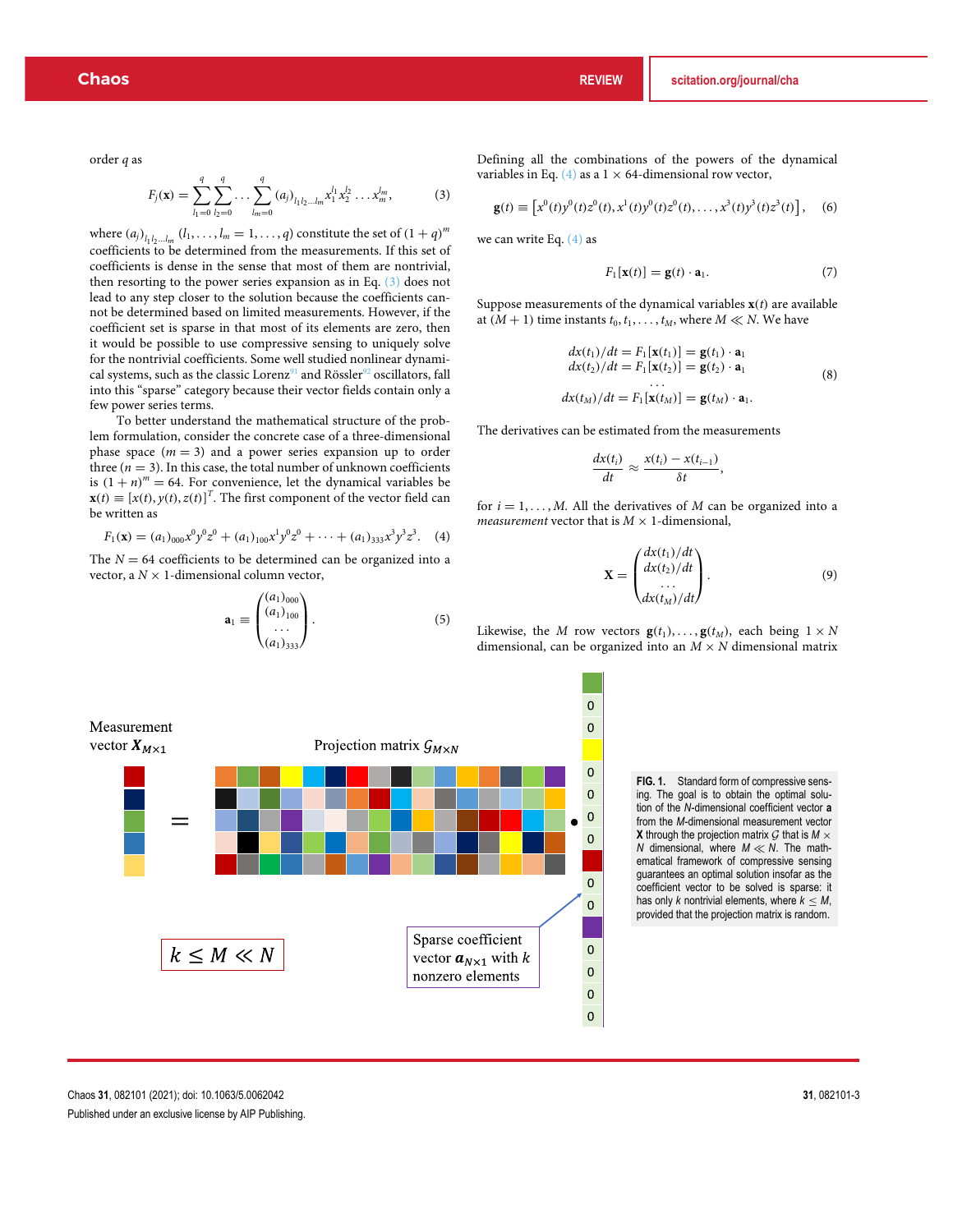order $q$ as

$$F_j(\mathbf{x}) = \sum_{l_1=0}^{q}\sum_{l_2=0}^{q}\cdots\sum_{l_m=0}^{q}(a_j)_{l_1 l_2 \ldots l_m} x_1^{l_1} x_2^{l_2}\ldots x_m^{l_m}, \tag{3}$$

where $(a_j)_{l_1 l_2 \ldots l_m}$ $(l_1, \ldots, l_m = 1, \ldots, q)$ constitute the set of $(1+q)^m$ coefficients to be determined from the measurements. If this set of coefficients is dense in the sense that most of them are nontrivial, then resorting to the power series expansion as in Eq. (3) does not lead to any step closer to the solution because the coefficients cannot be determined based on limited measurements. However, if the coefficient set is sparse in that most of its elements are zero, then it would be possible to use compressive sensing to uniquely solve for the nontrivial coefficients. Some well studied nonlinear dynamical systems, such as the classic Lorenz[91] and Rössler[92] oscillators, fall into this "sparse" category because their vector fields contain only a few power series terms.

To better understand the mathematical structure of the problem formulation, consider the concrete case of a three-dimensional phase space ($m = 3$) and a power series expansion up to order three ($n = 3$). In this case, the total number of unknown coefficients is $(1+n)^m = 64$. For convenience, let the dynamical variables be $\mathbf{x}(t) \equiv [x(t), y(t), z(t)]^T$. The first component of the vector field can be written as

$$F_1(\mathbf{x}) = (a_1)_{000}x^0y^0z^0 + (a_1)_{100}x^1y^0z^0 + \cdots + (a_1)_{333}x^3y^3z^3. \tag{4}$$

The $N = 64$ coefficients to be determined can be organized into a vector, a $N \times 1$-dimensional column vector,

$$\mathbf{a}_1 \equiv \begin{pmatrix} (a_1)_{000} \\ (a_1)_{100} \\ \cdots \\ (a_1)_{333} \end{pmatrix}. \tag{5}$$

Defining all the combinations of the powers of the dynamical variables in Eq. (4) as a $1 \times 64$-dimensional row vector,

$$\mathbf{g}(t) \equiv \left[x^0(t)y^0(t)z^0(t), x^1(t)y^0(t)z^0(t), \ldots, x^3(t)y^3(t)z^3(t)\right], \tag{6}$$

we can write Eq. (4) as

$$F_1[\mathbf{x}(t)] = \mathbf{g}(t)\cdot\mathbf{a}_1. \tag{7}$$

Suppose measurements of the dynamical variables $\mathbf{x}(t)$ are available at $(M+1)$ time instants $t_0, t_1, \ldots, t_M$, where $M \ll N$. We have

$$\begin{aligned} dx(t_1)/dt &= F_1[\mathbf{x}(t_1)] = \mathbf{g}(t_1)\cdot\mathbf{a}_1 \\ dx(t_2)/dt &= F_1[\mathbf{x}(t_2)] = \mathbf{g}(t_2)\cdot\mathbf{a}_1 \\ &\cdots \\ dx(t_M)/dt &= F_1[\mathbf{x}(t_M)] = \mathbf{g}(t_M)\cdot\mathbf{a}_1. \end{aligned} \tag{8}$$

The derivatives can be estimated from the measurements

$$\frac{dx(t_i)}{dt} \approx \frac{x(t_i) - x(t_{i-1})}{\delta t},$$

for $i = 1, \ldots, M$. All the derivatives of $M$ can be organized into a *measurement* vector that is $M \times 1$-dimensional,

$$\mathbf{X} = \begin{pmatrix} dx(t_1)/dt \\ dx(t_2)/dt \\ \cdots \\ dx(t_M)/dt \end{pmatrix}. \tag{9}$$

Likewise, the $M$ row vectors $\mathbf{g}(t_1), \ldots, \mathbf{g}(t_M)$, each being $1 \times N$ dimensional, can be organized into an $M \times N$ dimensional matrix

**FIG. 1.** Standard form of compressive sensing. The goal is to obtain the optimal solution vector of the $N$-dimensional coefficient vector $\mathbf{a}$ from the $M$-dimensional measurement vector $\mathbf{X}$ through the projection matrix $\mathcal{G}$ that is $M \times N$ dimensional, where $M \ll N$. The mathematical framework of compressive sensing guarantees an optimal solution insofar as the coefficient vector to be solved is sparse: it has only $k$ nontrivial elements, where $k \le M$, provided that the projection matrix is random.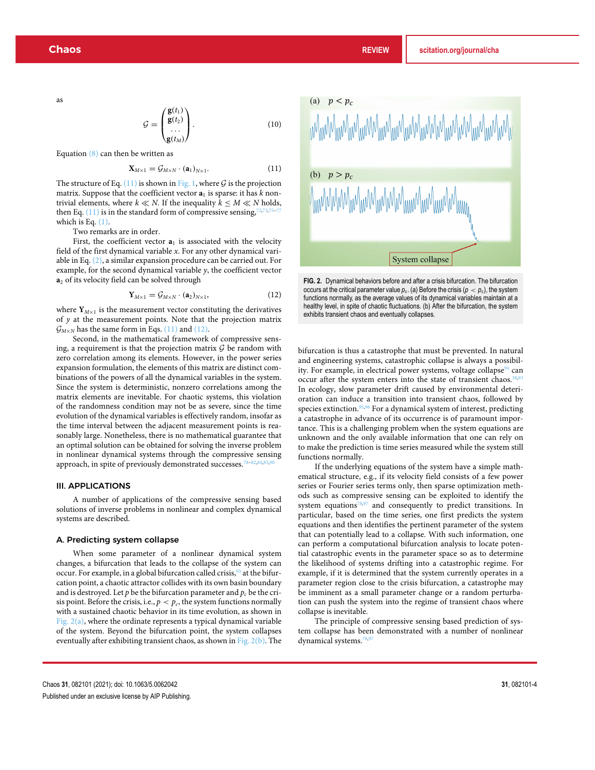as

$$\mathcal{G} = \begin{pmatrix} \mathbf{g}(t_1) \\ \mathbf{g}(t_2) \\ \cdots \\ \mathbf{g}(t_M) \end{pmatrix}. \tag{10}$$

Equation (8) can then be written as

$$\mathbf{X}_{M\times 1} = \mathcal{G}_{M\times N} \cdot (\mathbf{a}_1)_{N\times 1}. \tag{11}$$

The structure of Eq. (11) is shown in Fig. 1, where $\mathcal{G}$ is the projection matrix. Suppose that the coefficient vector $\mathbf{a}_1$ is sparse: it has $k$ nontrivial elements, where $k \ll N$. If the inequality $k \leq M \ll N$ holds, then Eq. (11) is in the standard form of compressive sensing,[72,73,75–77] which is Eq. (1).

Two remarks are in order.

First, the coefficient vector $\mathbf{a}_1$ is associated with the velocity field of the first dynamical variable $x$. For any other dynamical variable in Eq. (2), a similar expansion procedure can be carried out. For example, for the second dynamical variable $y$, the coefficient vector $\mathbf{a}_2$ of its velocity field can be solved through

$$\mathbf{Y}_{M\times 1} = \mathcal{G}_{M\times N} \cdot (\mathbf{a}_2)_{N\times 1}, \tag{12}$$

where $\mathbf{Y}_{M\times 1}$ is the measurement vector constituting the derivatives of $y$ at the measurement points. Note that the projection matrix $\mathcal{G}_{M\times N}$ has the same form in Eqs. (11) and (12).

Second, in the mathematical framework of compressive sensing, a requirement is that the projection matrix $\mathcal{G}$ be random with zero correlation among its elements. However, in the power series expansion formulation, the elements of this matrix are distinct combinations of the powers of all the dynamical variables in the system. Since the system is deterministic, nonzero correlations among the matrix elements are inevitable. For chaotic systems, this violation of the randomness condition may not be as severe, since the time evolution of the dynamical variables is effectively random, insofar as the time interval between the adjacent measurement points is reasonably large. Nonetheless, there is no mathematical guarantee that an optimal solution can be obtained for solving the inverse problem in nonlinear dynamical systems through the compressive sensing approach, in spite of previously demonstrated successes.[78–82,84,85,90]

## III. APPLICATIONS

A number of applications of the compressive sensing based solutions of inverse problems in nonlinear and complex dynamical systems are described.

### A. Predicting system collapse

When some parameter of a nonlinear dynamical system changes, a bifurcation that leads to the collapse of the system can occur. For example, in a global bifurcation called crisis,[93] at the bifurcation point, a chaotic attractor collides with its own basin boundary and is destroyed. Let $p$ be the bifurcation parameter and $p_c$ be the crisis point. Before the crisis, i.e., $p < p_c$, the system functions normally with a sustained chaotic behavior in its time evolution, as shown in Fig. 2(a), where the ordinate represents a typical dynamical variable of the system. Beyond the bifurcation point, the system collapses eventually after exhibiting transient chaos, as shown in Fig. 2(b). The bifurcation is thus a catastrophe that must be prevented. In natural and engineering systems, catastrophic collapse is always a possibility. For example, in electrical power systems, voltage collapse[94] can occur after the system enters into the state of transient chaos.[38,93] In ecology, slow parameter drift caused by environmental deterioration can induce a transition into transient chaos, followed by species extinction.[95,96] For a dynamical system of interest, predicting a catastrophe in advance of its occurrence is of paramount importance. This is a challenging problem when the system equations are unknown and the only available information that one can rely on to make the prediction is time series measured while the system still functions normally.

FIG. 2. Dynamical behaviors before and after a crisis bifurcation. The bifurcation occurs at the critical parameter value $p_c$. (a) Before the crisis ($p < p_c$), the system functions normally, as the average values of its dynamical variables maintain at a healthy level, in spite of chaotic fluctuations. (b) After the bifurcation, the system exhibits transient chaos and eventually collapses.

If the underlying equations of the system have a simple mathematical structure, e.g., if its velocity field consists of a few power series or Fourier series terms only, then sparse optimization methods such as compressive sensing can be exploited to identify the system equations[78,97] and consequently to predict transitions. In particular, based on the time series, one first predicts the system equations and then identifies the pertinent parameter of the system that can potentially lead to a collapse. With such information, one can perform a computational bifurcation analysis to locate potential catastrophic events in the parameter space so as to determine the likelihood of systems drifting into a catastrophic regime. For example, if it is determined that the system currently operates in a parameter region close to the crisis bifurcation, a catastrophe may be imminent as a small parameter change or a random perturbation can push the system into the regime of transient chaos where collapse is inevitable.

The principle of compressive sensing based prediction of system collapse has been demonstrated with a number of nonlinear dynamical systems.[78,97]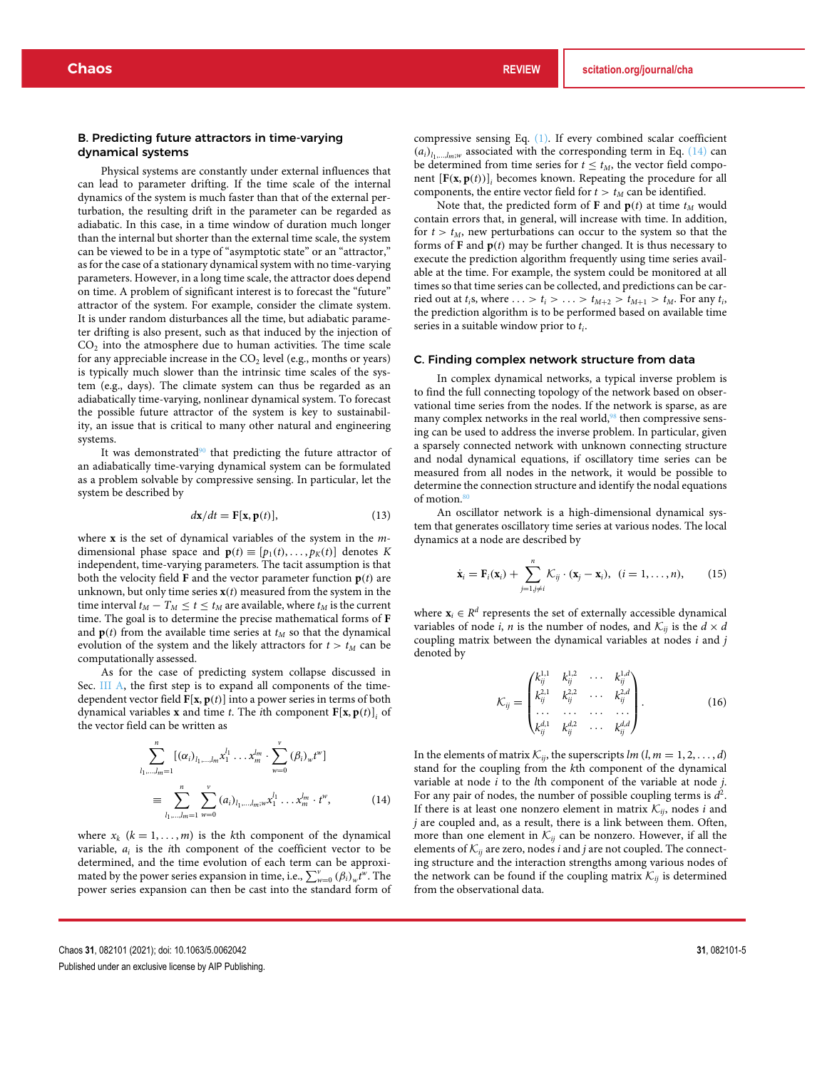### B. Predicting future attractors in time-varying dynamical systems

Physical systems are constantly under external influences that can lead to parameter drifting. If the time scale of the internal dynamics of the system is much faster than that of the external perturbation, the resulting drift in the parameter can be regarded as adiabatic. In this case, in a time window of duration much longer than the internal but shorter than the external time scale, the system can be viewed to be in a type of "asymptotic state" or an "attractor," as for the case of a stationary dynamical system with no time-varying parameters. However, in a long time scale, the attractor does depend on time. A problem of significant interest is to forecast the "future" attractor of the system. For example, consider the climate system. It is under random disturbances all the time, but adiabatic parameter drifting is also present, such as that induced by the injection of $CO_2$ into the atmosphere due to human activities. The time scale for any appreciable increase in the $CO_2$ level (e.g., months or years) is typically much slower than the intrinsic time scales of the system (e.g., days). The climate system can thus be regarded as an adiabatically time-varying, nonlinear dynamical system. To forecast the possible future attractor of the system is key to sustainability, an issue that is critical to many other natural and engineering systems.

It was demonstrated[90] that predicting the future attractor of an adiabatically time-varying dynamical system can be formulated as a problem solvable by compressive sensing. In particular, let the system be described by

$$d\mathbf{x}/dt = \mathbf{F}[\mathbf{x}, \mathbf{p}(t)], \tag{13}$$

where $\mathbf{x}$ is the set of dynamical variables of the system in the $m$-dimensional phase space and $\mathbf{p}(t) \equiv [p_1(t), \ldots, p_K(t)]$ denotes $K$ independent, time-varying parameters. The tacit assumption is that both the velocity field $\mathbf{F}$ and the vector parameter function $\mathbf{p}(t)$ are unknown, but only time series $\mathbf{x}(t)$ measured from the system in the time interval $t_M - T_M \le t \le t_M$ are available, where $t_M$ is the current time. The goal is to determine the precise mathematical forms of $\mathbf{F}$ and $\mathbf{p}(t)$ from the available time series at $t_M$ so that the dynamical evolution of the system and the likely attractors for $t > t_M$ can be computationally assessed.

As for the case of predicting system collapse discussed in Sec. III A, the first step is to expand all components of the time-dependent vector field $\mathbf{F}[\mathbf{x}, \mathbf{p}(t)]$ into a power series in terms of both dynamical variables $\mathbf{x}$ and time $t$. The $i$th component $\mathbf{F}[\mathbf{x}, \mathbf{p}(t)]_i$ of the vector field can be written as

$$\sum_{l_1,\ldots,l_m=1}^{n} [(\alpha_i)_{l_1,\ldots,l_m} x_1^{l_1} \ldots x_m^{l_m} \cdot \sum_{w=0}^{v} (\beta_i)_w t^w] \equiv \sum_{l_1,\ldots,l_m=1}^{n} \sum_{w=0}^{v} (a_i)_{l_1,\ldots,l_m;w} x_1^{l_1} \ldots x_m^{l_m} \cdot t^w, \tag{14}$$

where $x_k$ $(k = 1, \ldots, m)$ is the $k$th component of the dynamical variable, $a_i$ is the $i$th component of the coefficient vector to be determined, and the time evolution of each term can be approximated by the power series expansion in time, i.e., $\sum_{w=0}^{v} (\beta_i)_w t^w$. The power series expansion can then be cast into the standard form of compressive sensing Eq. (1). If every combined scalar coefficient $(a_i)_{l_1,\ldots,l_m;w}$ associated with the corresponding term in Eq. (14) can be determined from time series for $t \le t_M$, the vector field component $[\mathbf{F}(\mathbf{x}, \mathbf{p}(t))]_i$ becomes known. Repeating the procedure for all components, the entire vector field for $t > t_M$ can be identified.

Note that, the predicted form of $\mathbf{F}$ and $\mathbf{p}(t)$ at time $t_M$ would contain errors that, in general, will increase with time. In addition, for $t > t_M$, new perturbations can occur to the system so that the forms of $\mathbf{F}$ and $\mathbf{p}(t)$ may be further changed. It is thus necessary to execute the prediction algorithm frequently using time series available at the time. For example, the system could be monitored at all times so that time series can be collected, and predictions can be carried out at $t_i$s, where $\ldots > t_i > \ldots > t_{M+2} > t_{M+1} > t_M$. For any $t_i$, the prediction algorithm is to be performed based on available time series in a suitable window prior to $t_i$.

### C. Finding complex network structure from data

In complex dynamical networks, a typical inverse problem is to find the full connecting topology of the network based on observational time series from the nodes. If the network is sparse, as are many complex networks in the real world,[98] then compressive sensing can be used to address the inverse problem. In particular, given a sparsely connected network with unknown connecting structure and nodal dynamical equations, if oscillatory time series can be measured from all nodes in the network, it would be possible to determine the connection structure and identify the nodal equations of motion.[80]

An oscillator network is a high-dimensional dynamical system that generates oscillatory time series at various nodes. The local dynamics at a node are described by

$$\dot{\mathbf{x}}_i = \mathbf{F}_i(\mathbf{x}_i) + \sum_{j=1, j\neq i}^{n} \mathcal{K}_{ij} \cdot (\mathbf{x}_j - \mathbf{x}_i), \quad (i = 1, \ldots, n), \tag{15}$$

where $\mathbf{x}_i \in R^d$ represents the set of externally accessible dynamical variables of node $i$, $n$ is the number of nodes, and $\mathcal{K}_{ij}$ is the $d \times d$ coupling matrix between the dynamical variables at nodes $i$ and $j$ denoted by

$$\mathcal{K}_{ij} = \begin{pmatrix} k_{ij}^{1,1} & k_{ij}^{1,2} & \cdots & k_{ij}^{1,d} \\ k_{ij}^{2,1} & k_{ij}^{2,2} & \cdots & k_{ij}^{2,d} \\ \cdots & \cdots & \cdots & \cdots \\ k_{ij}^{d,1} & k_{ij}^{d,2} & \cdots & k_{ij}^{d,d} \end{pmatrix}. \tag{16}$$

In the elements of matrix $\mathcal{K}_{ij}$, the superscripts $lm$ $(l, m = 1, 2, \ldots, d)$ stand for the coupling from the $k$th component of the dynamical variable at node $i$ to the $l$th component of the variable at node $j$. For any pair of nodes, the number of possible coupling terms is $d^2$. If there is at least one nonzero element in matrix $\mathcal{K}_{ij}$, nodes $i$ and $j$ are coupled and, as a result, there is a link between them. Often, more than one element in $\mathcal{K}_{ij}$ can be nonzero. However, if all the elements of $\mathcal{K}_{ij}$ are zero, nodes $i$ and $j$ are not coupled. The connecting structure and the interaction strengths among various nodes of the network can be found if the coupling matrix $\mathcal{K}_{ij}$ is determined from the observational data.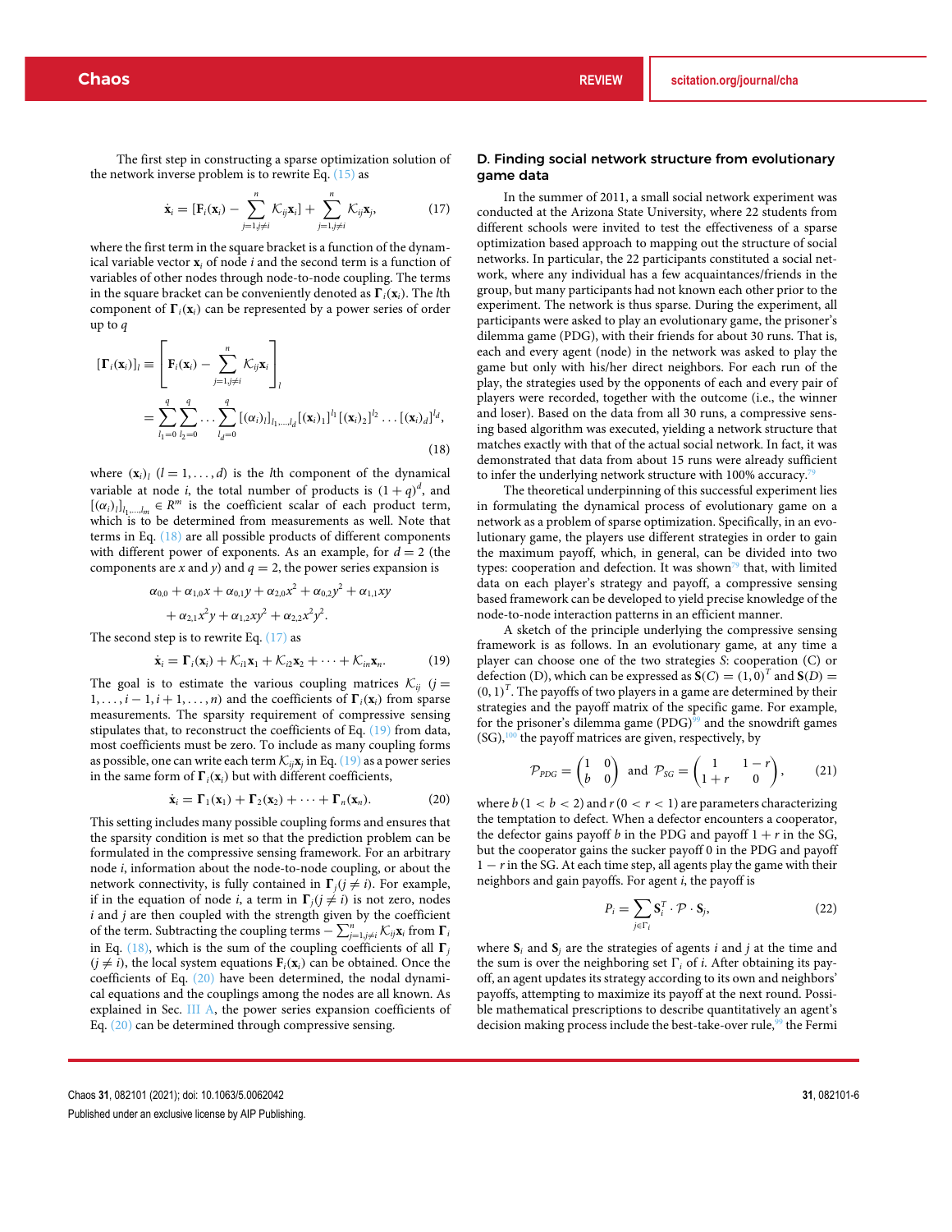The first step in constructing a sparse optimization solution of the network inverse problem is to rewrite Eq. (15) as

$$\dot{\mathbf{x}}_i = [\mathbf{F}_i(\mathbf{x}_i) - \sum_{j=1,j\neq i}^{n} \mathcal{K}_{ij}\mathbf{x}_i] + \sum_{j=1,j\neq i}^{n} \mathcal{K}_{ij}\mathbf{x}_j, \tag{17}$$

where the first term in the square bracket is a function of the dynamical variable vector $\mathbf{x}_i$ of node $i$ and the second term is a function of variables of other nodes through node-to-node coupling. The terms in the square bracket can be conveniently denoted as $\mathbf{\Gamma}_i(\mathbf{x}_i)$. The $l$th component of $\mathbf{\Gamma}_i(\mathbf{x}_i)$ can be represented by a power series of order up to $q$

$$\begin{aligned}
[\mathbf{\Gamma}_i(\mathbf{x}_i)]_l &\equiv \left[\mathbf{F}_i(\mathbf{x}_i) - \sum_{j=1,j\neq i}^{n} \mathcal{K}_{ij}\mathbf{x}_i\right]_l \\
&= \sum_{l_1=0}^{q}\sum_{l_2=0}^{q}\cdots\sum_{l_d=0}^{q} [(\alpha_i)_l]_{l_1,\ldots,l_d}[(\mathbf{x}_i)_1]^{l_1}[(\mathbf{x}_i)_2]^{l_2}\ldots[(\mathbf{x}_i)_d]^{l_d},
\end{aligned} \tag{18}$$

where $(\mathbf{x}_i)_l$ $(l = 1,\ldots,d)$ is the $l$th component of the dynamical variable at node $i$, the total number of products is $(1+q)^d$, and $[(\alpha_i)_l]_{l_1,\ldots,l_m} \in R^m$ is the coefficient scalar of each product term, which is to be determined from measurements as well. Note that terms in Eq. (18) are all possible products of different components with different power of exponents. As an example, for $d = 2$ (the components are $x$ and $y$) and $q = 2$, the power series expansion is

$$\begin{aligned}
&\alpha_{0,0} + \alpha_{1,0}x + \alpha_{0,1}y + \alpha_{2,0}x^2 + \alpha_{0,2}y^2 + \alpha_{1,1}xy \\
&\quad + \alpha_{2,1}x^2y + \alpha_{1,2}xy^2 + \alpha_{2,2}x^2y^2.
\end{aligned}$$

The second step is to rewrite Eq. (17) as

$$\dot{\mathbf{x}}_i = \mathbf{\Gamma}_i(\mathbf{x}_i) + \mathcal{K}_{i1}\mathbf{x}_1 + \mathcal{K}_{i2}\mathbf{x}_2 + \cdots + \mathcal{K}_{in}\mathbf{x}_n. \tag{19}$$

The goal is to estimate the various coupling matrices $\mathcal{K}_{ij}$ $(j = 1,\ldots,i-1,i+1,\ldots,n)$ and the coefficients of $\mathbf{\Gamma}_i(\mathbf{x}_i)$ from sparse measurements. The sparsity requirement of compressive sensing stipulates that, to reconstruct the coefficients of Eq. (19) from data, most coefficients must be zero. To include as many coupling forms as possible, one can write each term $\mathcal{K}_{ij}\mathbf{x}_j$ in Eq. (19) as a power series in the same form of $\mathbf{\Gamma}_i(\mathbf{x}_i)$ but with different coefficients,

$$\dot{\mathbf{x}}_i = \mathbf{\Gamma}_1(\mathbf{x}_1) + \mathbf{\Gamma}_2(\mathbf{x}_2) + \cdots + \mathbf{\Gamma}_n(\mathbf{x}_n). \tag{20}$$

This setting includes many possible coupling forms and ensures that the sparsity condition is met so that the prediction problem can be formulated in the compressive sensing framework. For an arbitrary node $i$, information about the node-to-node coupling, or about the network connectivity, is fully contained in $\mathbf{\Gamma}_j (j \neq i)$. For example, if in the equation of node $i$, a term in $\mathbf{\Gamma}_j (j \neq i)$ is not zero, nodes $i$ and $j$ are then coupled with the strength given by the coefficient of the term. Subtracting the coupling terms $-\sum_{j=1,j\neq i}^{n}\mathcal{K}_{ij}\mathbf{x}_i$ from $\mathbf{\Gamma}_i$ in Eq. (18), which is the sum of the coupling coefficients of all $\mathbf{\Gamma}_j$ $(j \neq i)$, the local system equations $\mathbf{F}_i(\mathbf{x}_i)$ can be obtained. Once the coefficients of Eq. (20) have been determined, the nodal dynamical equations and the couplings among the nodes are all known. As explained in Sec. III A, the power series expansion coefficients of Eq. (20) can be determined through compressive sensing.

### D. Finding social network structure from evolutionary game data

In the summer of 2011, a small social network experiment was conducted at the Arizona State University, where 22 students from different schools were invited to test the effectiveness of a sparse optimization based approach to mapping out the structure of social networks. In particular, the 22 participants constituted a social network, where any individual has a few acquaintances/friends in the group, but many participants had not known each other prior to the experiment. The network is thus sparse. During the experiment, all participants were asked to play an evolutionary game, the prisoner's dilemma game (PDG), with their friends for about 30 runs. That is, each and every agent (node) in the network was asked to play the game but only with his/her direct neighbors. For each run of the play, the strategies used by the opponents of each and every pair of players were recorded, together with the outcome (i.e., the winner and loser). Based on the data from all 30 runs, a compressive sensing based algorithm was executed, yielding a network structure that matches exactly with that of the actual social network. In fact, it was demonstrated that data from about 15 runs were already sufficient to infer the underlying network structure with 100% accuracy.[79]

The theoretical underpinning of this successful experiment lies in formulating the dynamical process of evolutionary game on a network as a problem of sparse optimization. Specifically, in an evolutionary game, the players use different strategies in order to gain the maximum payoff, which, in general, can be divided into two types: cooperation and defection. It was shown[79] that, with limited data on each player's strategy and payoff, a compressive sensing based framework can be developed to yield precise knowledge of the node-to-node interaction patterns in an efficient manner.

A sketch of the principle underlying the compressive sensing framework is as follows. In an evolutionary game, at any time a player can choose one of the two strategies $S$: cooperation (C) or defection (D), which can be expressed as $\mathbf{S}(C) = (1,0)^T$ and $\mathbf{S}(D) = (0,1)^T$. The payoffs of two players in a game are determined by their strategies and the payoff matrix of the specific game. For example, for the prisoner's dilemma game (PDG)[99] and the snowdrift games (SG),[100] the payoff matrices are given, respectively, by

$$\mathcal{P}_{PDG} = \begin{pmatrix} 1 & 0 \\ b & 0 \end{pmatrix} \quad \text{and} \quad \mathcal{P}_{SG} = \begin{pmatrix} 1 & 1-r \\ 1+r & 0 \end{pmatrix}, \tag{21}$$

where $b$ $(1 < b < 2)$ and $r$ $(0 < r < 1)$ are parameters characterizing the temptation to defect. When a defector encounters a cooperator, the defector gains payoff $b$ in the PDG and payoff $1+r$ in the SG, but the cooperator gains the sucker payoff 0 in the PDG and payoff $1-r$ in the SG. At each time step, all agents play the game with their neighbors and gain payoffs. For agent $i$, the payoff is

$$P_i = \sum_{j\in\Gamma_i} \mathbf{S}_i^T \cdot \mathcal{P} \cdot \mathbf{S}_j, \tag{22}$$

where $\mathbf{S}_i$ and $\mathbf{S}_j$ are the strategies of agents $i$ and $j$ at the time and the sum is over the neighboring set $\Gamma_i$ of $i$. After obtaining its payoff, an agent updates its strategy according to its own and neighbors' payoffs, attempting to maximize its payoff at the next round. Possible mathematical prescriptions to describe quantitatively an agent's decision making process include the best-take-over rule,[99] the Fermi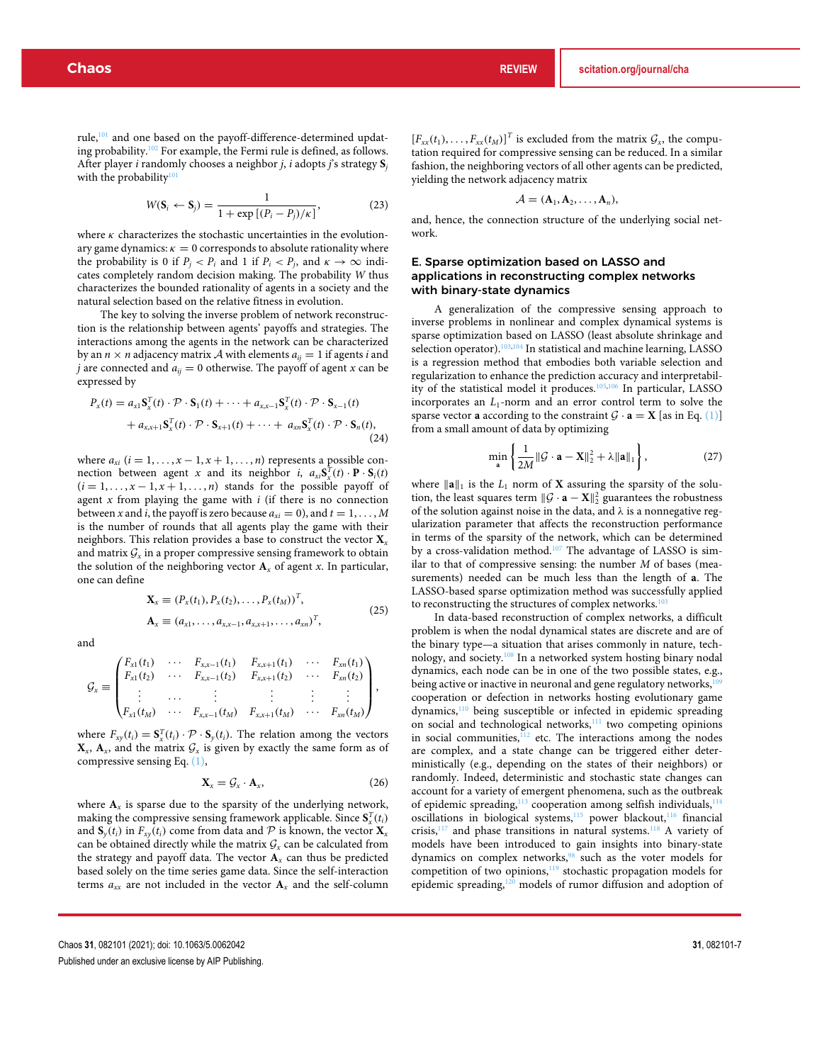rule,[101] and one based on the payoff-difference-determined updating probability.[102] For example, the Fermi rule is defined, as follows. After player $i$ randomly chooses a neighbor $j$, $i$ adopts $j$'s strategy $\mathbf{S}_j$ with the probability[101]

$$W(\mathbf{S}_i \leftarrow \mathbf{S}_j) = \frac{1}{1 + \exp\left[(P_i - P_j)/\kappa\right]}, \tag{23}$$

where $\kappa$ characterizes the stochastic uncertainties in the evolutionary game dynamics: $\kappa = 0$ corresponds to absolute rationality where the probability is 0 if $P_j < P_i$ and 1 if $P_i < P_j$, and $\kappa \to \infty$ indicates completely random decision making. The probability $W$ thus characterizes the bounded rationality of agents in a society and the natural selection based on the relative fitness in evolution.

The key to solving the inverse problem of network reconstruction is the relationship between agents' payoffs and strategies. The interactions among the agents in the network can be characterized by an $n \times n$ adjacency matrix $\mathcal{A}$ with elements $a_{ij} = 1$ if agents $i$ and $j$ are connected and $a_{ij} = 0$ otherwise. The payoff of agent $x$ can be expressed by

$$\begin{aligned} P_x(t) &= a_{x1}\mathbf{S}_x^T(t) \cdot \mathcal{P} \cdot \mathbf{S}_1(t) + \cdots + a_{x,x-1}\mathbf{S}_x^T(t) \cdot \mathcal{P} \cdot \mathbf{S}_{x-1}(t) \\ &\quad + a_{x,x+1}\mathbf{S}_x^T(t) \cdot \mathcal{P} \cdot \mathbf{S}_{x+1}(t) + \cdots + a_{xn}\mathbf{S}_x^T(t) \cdot \mathcal{P} \cdot \mathbf{S}_n(t), \end{aligned} \tag{24}$$

where $a_{xi}$ $(i = 1, \ldots, x-1, x+1, \ldots, n)$ represents a possible connection between agent $x$ and its neighbor $i$, $a_{xi}\mathbf{S}_x^T(t) \cdot \mathbf{P} \cdot \mathbf{S}_i(t)$ $(i = 1, \ldots, x-1, x+1, \ldots, n)$ stands for the possible payoff of agent $x$ from playing the game with $i$ (if there is no connection between $x$ and $i$, the payoff is zero because $a_{xi} = 0$), and $t = 1, \ldots, M$ is the number of rounds that all agents play the game with their neighbors. This relation provides a base to construct the vector $\mathbf{X}_x$ and matrix $\mathcal{G}_x$ in a proper compressive sensing framework to obtain the solution of the neighboring vector $\mathbf{A}_x$ of agent $x$. In particular, one can define

$$\begin{aligned} \mathbf{X}_x &\equiv (P_x(t_1), P_x(t_2), \ldots, P_x(t_M))^T, \\ \mathbf{A}_x &\equiv (a_{x1}, \ldots, a_{x,x-1}, a_{x,x+1}, \ldots, a_{xn})^T, \end{aligned} \tag{25}$$

and

$$\mathcal{G}_x \equiv \begin{pmatrix} F_{x1}(t_1) & \cdots & F_{x,x-1}(t_1) & F_{x,x+1}(t_1) & \cdots & F_{xn}(t_1) \\ F_{x1}(t_2) & \cdots & F_{x,x-1}(t_2) & F_{x,x+1}(t_2) & \cdots & F_{xn}(t_2) \\ \vdots & \cdots & \vdots & \vdots & \vdots & \vdots \\ F_{x1}(t_M) & \cdots & F_{x,x-1}(t_M) & F_{x,x+1}(t_M) & \cdots & F_{xn}(t_M) \end{pmatrix},$$

where $F_{xy}(t_i) = \mathbf{S}_x^T(t_i) \cdot \mathcal{P} \cdot \mathbf{S}_y(t_i)$. The relation among the vectors $\mathbf{X}_x$, $\mathbf{A}_x$, and the matrix $\mathcal{G}_x$ is given by exactly the same form as of compressive sensing Eq. (1),

$$\mathbf{X}_x = \mathcal{G}_x \cdot \mathbf{A}_x, \tag{26}$$

where $\mathbf{A}_x$ is sparse due to the sparsity of the underlying network, making the compressive sensing framework applicable. Since $\mathbf{S}_x^T(t_i)$ and $\mathbf{S}_y(t_i)$ in $F_{xy}(t_i)$ come from data and $\mathcal{P}$ is known, the vector $\mathbf{X}_x$ can be obtained directly while the matrix $\mathcal{G}_x$ can be calculated from the strategy and payoff data. The vector $\mathbf{A}_x$ can thus be predicted based solely on the time series game data. Since the self-interaction terms $a_{xx}$ are not included in the vector $\mathbf{A}_x$ and the self-column $[F_{xx}(t_1), \ldots, F_{xx}(t_M)]^T$ is excluded from the matrix $\mathcal{G}_x$, the computation required for compressive sensing can be reduced. In a similar fashion, the neighboring vectors of all other agents can be predicted, yielding the network adjacency matrix

$$\mathcal{A} = (\mathbf{A}_1, \mathbf{A}_2, \ldots, \mathbf{A}_n),$$

and, hence, the connection structure of the underlying social network.

### E. Sparse optimization based on LASSO and applications in reconstructing complex networks with binary-state dynamics

A generalization of the compressive sensing approach to inverse problems in nonlinear and complex dynamical systems is sparse optimization based on LASSO (least absolute shrinkage and selection operator).[103,104] In statistical and machine learning, LASSO is a regression method that embodies both variable selection and regularization to enhance the prediction accuracy and interpretability of the statistical model it produces.[105,106] In particular, LASSO incorporates an $L_1$-norm and an error control term to solve the sparse vector $\mathbf{a}$ according to the constraint $\mathcal{G} \cdot \mathbf{a} = \mathbf{X}$ [as in Eq. (1)] from a small amount of data by optimizing

$$\min_{\mathbf{a}} \left\{ \frac{1}{2M} \|\mathcal{G} \cdot \mathbf{a} - \mathbf{X}\|_2^2 + \lambda \|\mathbf{a}\|_1 \right\}, \tag{27}$$

where $\|\mathbf{a}\|_1$ is the $L_1$ norm of $\mathbf{X}$ assuring the sparsity of the solution, the least squares term $\|\mathcal{G} \cdot \mathbf{a} - \mathbf{X}\|_2^2$ guarantees the robustness of the solution against noise in the data, and $\lambda$ is a nonnegative regularization parameter that affects the reconstruction performance in terms of the sparsity of the network, which can be determined by a cross-validation method.[107] The advantage of LASSO is similar to that of compressive sensing: the number $M$ of bases (measurements) needed can be much less than the length of $\mathbf{a}$. The LASSO-based sparse optimization method was successfully applied to reconstructing the structures of complex networks.[103]

In data-based reconstruction of complex networks, a difficult problem is when the nodal dynamical states are discrete and are of the binary type—a situation that arises commonly in nature, technology, and society.[108] In a networked system hosting binary nodal dynamics, each node can be in one of the two possible states, e.g., being active or inactive in neuronal and gene regulatory networks,[109] cooperation or defection in networks hosting evolutionary game dynamics,[110] being susceptible or infected in epidemic spreading on social and technological networks,[111] two competing opinions in social communities,[112] etc. The interactions among the nodes are complex, and a state change can be triggered either deterministically (e.g., depending on the states of their neighbors) or randomly. Indeed, deterministic and stochastic state changes can account for a variety of emergent phenomena, such as the outbreak of epidemic spreading,[113] cooperation among selfish individuals,[114] oscillations in biological systems,[115] power blackout,[116] financial crisis,[117] and phase transitions in natural systems.[118] A variety of models have been introduced to gain insights into binary-state dynamics on complex networks,[98] such as the voter models for competition of two opinions,[119] stochastic propagation models for epidemic spreading,[120] models of rumor diffusion and adoption of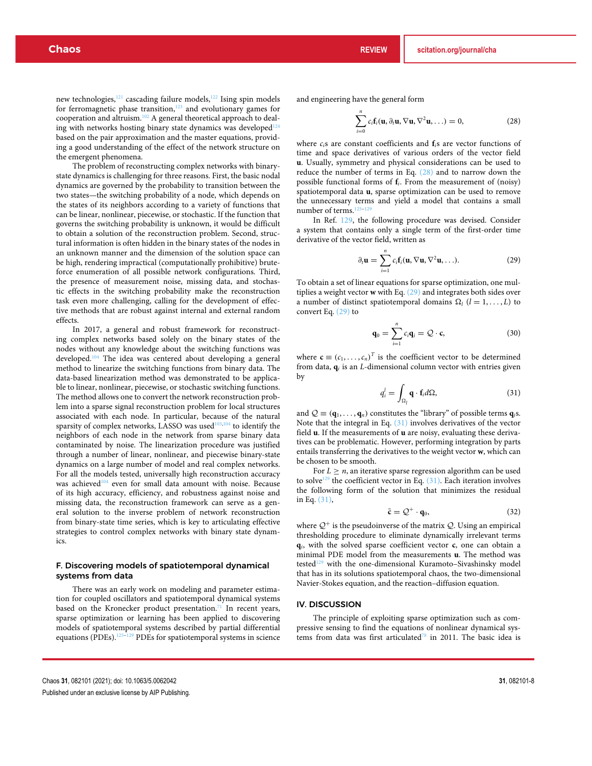new technologies,[121] cascading failure models,[122] Ising spin models for ferromagnetic phase transition,[123] and evolutionary games for cooperation and altruism.[102] A general theoretical approach to dealing with networks hosting binary state dynamics was developed[124] based on the pair approximation and the master equations, providing a good understanding of the effect of the network structure on the emergent phenomena.

The problem of reconstructing complex networks with binary-state dynamics is challenging for three reasons. First, the basic nodal dynamics are governed by the probability to transition between the two states—the switching probability of a node, which depends on the states of its neighbors according to a variety of functions that can be linear, nonlinear, piecewise, or stochastic. If the function that governs the switching probability is unknown, it would be difficult to obtain a solution of the reconstruction problem. Second, structural information is often hidden in the binary states of the nodes in an unknown manner and the dimension of the solution space can be high, rendering impractical (computationally prohibitive) brute-force enumeration of all possible network configurations. Third, the presence of measurement noise, missing data, and stochastic effects in the switching probability make the reconstruction task even more challenging, calling for the development of effective methods that are robust against internal and external random effects.

In 2017, a general and robust framework for reconstructing complex networks based solely on the binary states of the nodes without any knowledge about the switching functions was developed.[104] The idea was centered about developing a general method to linearize the switching functions from binary data. The data-based linearization method was demonstrated to be applicable to linear, nonlinear, piecewise, or stochastic switching functions. The method allows one to convert the network reconstruction problem into a sparse signal reconstruction problem for local structures associated with each node. In particular, because of the natural sparsity of complex networks, LASSO was used[103,104] to identify the neighbors of each node in the network from sparse binary data contaminated by noise. The linearization procedure was justified through a number of linear, nonlinear, and piecewise binary-state dynamics on a large number of model and real complex networks. For all the models tested, universally high reconstruction accuracy was achieved[104] even for small data amount with noise. Because of its high accuracy, efficiency, and robustness against noise and missing data, the reconstruction framework can serve as a general solution to the inverse problem of network reconstruction from binary-state time series, which is key to articulating effective strategies to control complex networks with binary state dynamics.

### F. Discovering models of spatiotemporal dynamical systems from data

There was an early work on modeling and parameter estimation for coupled oscillators and spatiotemporal dynamical systems based on the Kronecker product presentation.[71] In recent years, sparse optimization or learning has been applied to discovering models of spatiotemporal systems described by partial differential equations (PDEs).[125–129] PDEs for spatiotemporal systems in science and engineering have the general form

$$\sum_{i=0}^{n} c_i \mathbf{f}_i(\mathbf{u}, \partial_t \mathbf{u}, \nabla \mathbf{u}, \nabla^2 \mathbf{u}, \ldots) = 0, \tag{28}$$

where $c_i$s are constant coefficients and $\mathbf{f}_i$s are vector functions of time and space derivatives of various orders of the vector field $\mathbf{u}$. Usually, symmetry and physical considerations can be used to reduce the number of terms in Eq. (28) and to narrow down the possible functional forms of $\mathbf{f}_i$. From the measurement of (noisy) spatiotemporal data $\mathbf{u}$, sparse optimization can be used to remove the unnecessary terms and yield a model that contains a small number of terms.[125–129]

In Ref. 129, the following procedure was devised. Consider a system that contains only a single term of the first-order time derivative of the vector field, written as

$$\partial_t \mathbf{u} = \sum_{i=1}^{n} c_i \mathbf{f}_i(\mathbf{u}, \nabla \mathbf{u}, \nabla^2 \mathbf{u}, \ldots). \tag{29}$$

To obtain a set of linear equations for sparse optimization, one multiplies a weight vector $\mathbf{w}$ with Eq. (29) and integrates both sides over a number of distinct spatiotemporal domains $\Omega_l$ $(l = 1, \ldots, L)$ to convert Eq. (29) to

$$\mathbf{q}_0 = \sum_{i=1}^{n} c_i \mathbf{q}_i = \mathcal{Q} \cdot \mathbf{c}, \tag{30}$$

where $\mathbf{c} \equiv (c_1, \ldots, c_n)^T$ is the coefficient vector to be determined from data, $\mathbf{q}_i$ is an $L$-dimensional column vector with entries given by

$$q_i^l = \int_{\Omega_l} \mathbf{q} \cdot \mathbf{f}_i d\Omega, \tag{31}$$

and $\mathcal{Q} \equiv (\mathbf{q}_1, \ldots, \mathbf{q}_n)$ constitutes the "library" of possible terms $\mathbf{q}_i$s. Note that the integral in Eq. (31) involves derivatives of the vector field $\mathbf{u}$. If the measurements of $\mathbf{u}$ are noisy, evaluating these derivatives can be problematic. However, performing integration by parts entails transferring the derivatives to the weight vector $\mathbf{w}$, which can be chosen to be smooth.

For $L \geq n$, an iterative sparse regression algorithm can be used to solve[129] the coefficient vector in Eq. (31). Each iteration involves the following form of the solution that minimizes the residual in Eq. (31),

$$\bar{\mathbf{c}} = \mathcal{Q}^{+} \cdot \mathbf{q}_0, \tag{32}$$

where $\mathcal{Q}^{+}$ is the pseudoinverse of the matrix $\mathcal{Q}$. Using an empirical thresholding procedure to eliminate dynamically irrelevant terms $\mathbf{q}_i$, with the solved sparse coefficient vector $\mathbf{c}$, one can obtain a minimal PDE model from the measurements $\mathbf{u}$. The method was tested[129] with the one-dimensional Kuramoto–Sivashinsky model that has in its solutions spatiotemporal chaos, the two-dimensional Navier-Stokes equation, and the reaction–diffusion equation.

## IV. DISCUSSION

The principle of exploiting sparse optimization such as compressive sensing to find the equations of nonlinear dynamical systems from data was first articulated[78] in 2011. The basic idea is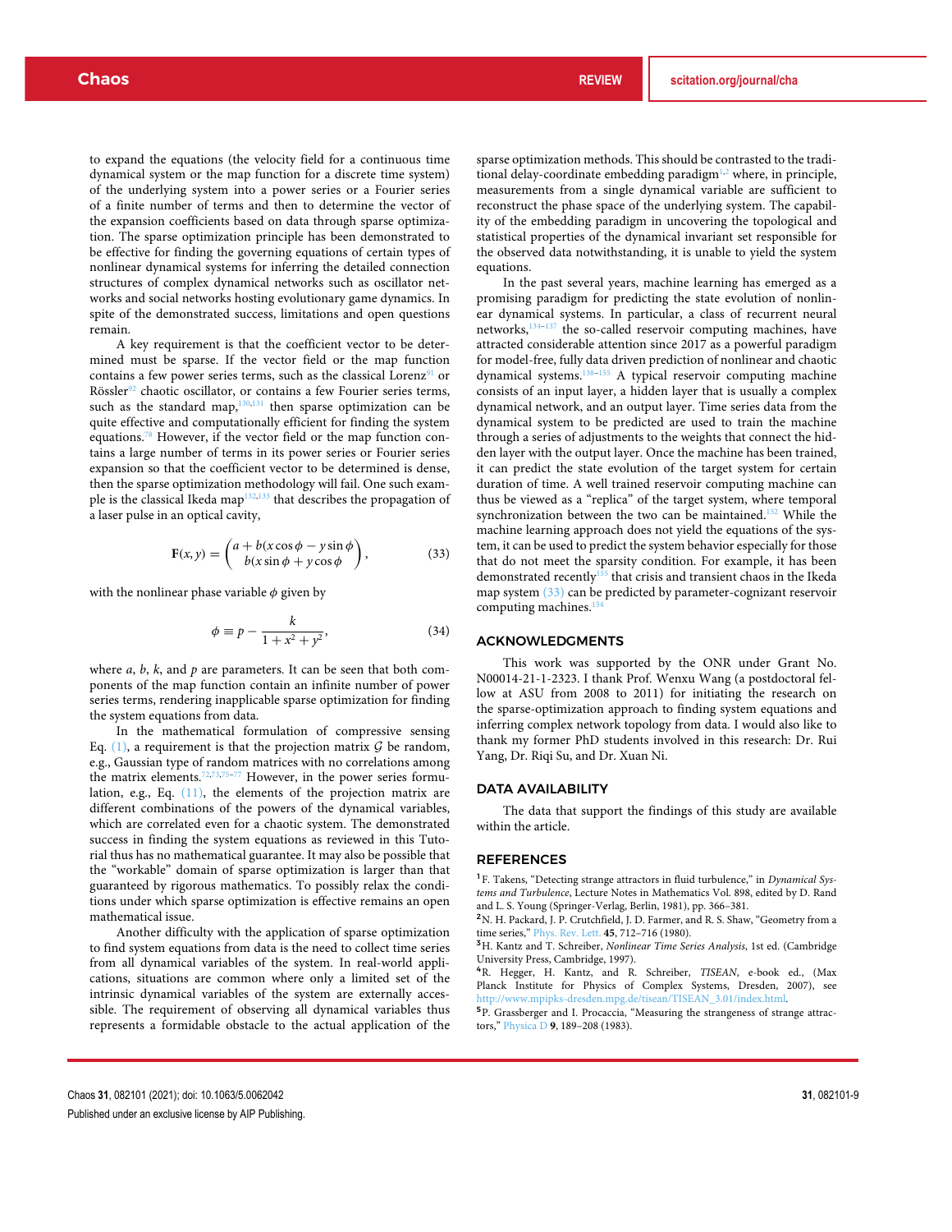to expand the equations (the velocity field for a continuous time dynamical system or the map function for a discrete time system) of the underlying system into a power series or a Fourier series of a finite number of terms and then to determine the vector of the expansion coefficients based on data through sparse optimization. The sparse optimization principle has been demonstrated to be effective for finding the governing equations of certain types of nonlinear dynamical systems for inferring the detailed connection structures of complex dynamical networks such as oscillator networks and social networks hosting evolutionary game dynamics. In spite of the demonstrated success, limitations and open questions remain.

A key requirement is that the coefficient vector to be determined must be sparse. If the vector field or the map function contains a few power series terms, such as the classical Lorenz[91] or Rössler[92] chaotic oscillator, or contains a few Fourier series terms, such as the standard map,[130,131] then sparse optimization can be quite effective and computationally efficient for finding the system equations.[78] However, if the vector field or the map function contains a large number of terms in its power series or Fourier series expansion so that the coefficient vector to be determined is dense, then the sparse optimization methodology will fail. One such example is the classical Ikeda map[132,133] that describes the propagation of a laser pulse in an optical cavity,

$$\mathbf{F}(x, y) = \begin{pmatrix} a + b(x\cos\phi - y\sin\phi) \\ b(x\sin\phi + y\cos\phi) \end{pmatrix}, \tag{33}$$

with the nonlinear phase variable $\phi$ given by

$$\phi \equiv p - \frac{k}{1 + x^2 + y^2}, \tag{34}$$

where $a$, $b$, $k$, and $p$ are parameters. It can be seen that both components of the map function contain an infinite number of power series terms, rendering inapplicable sparse optimization for finding the system equations from data.

In the mathematical formulation of compressive sensing Eq. (1), a requirement is that the projection matrix $\mathcal{G}$ be random, e.g., Gaussian type of random matrices with no correlations among the matrix elements.[72,73,75–77] However, in the power series formulation, e.g., Eq. (11), the elements of the projection matrix are different combinations of the powers of the dynamical variables, which are correlated even for a chaotic system. The demonstrated success in finding the system equations as reviewed in this Tutorial thus has no mathematical guarantee. It may also be possible that the "workable" domain of sparse optimization is larger than that guaranteed by rigorous mathematics. To possibly relax the conditions under which sparse optimization is effective remains an open mathematical issue.

Another difficulty with the application of sparse optimization to find system equations from data is the need to collect time series from all dynamical variables of the system. In real-world applications, situations are common where only a limited set of the intrinsic dynamical variables of the system are externally accessible. The requirement of observing all dynamical variables thus represents a formidable obstacle to the actual application of the sparse optimization methods. This should be contrasted to the traditional delay-coordinate embedding paradigm[1,2] where, in principle, measurements from a single dynamical variable are sufficient to reconstruct the phase space of the underlying system. The capability of the embedding paradigm in uncovering the topological and statistical properties of the dynamical invariant set responsible for the observed data notwithstanding, it is unable to yield the system equations.

In the past several years, machine learning has emerged as a promising paradigm for predicting the state evolution of nonlinear dynamical systems. In particular, a class of recurrent neural networks,[134–137] the so-called reservoir computing machines, have attracted considerable attention since 2017 as a powerful paradigm for model-free, fully data driven prediction of nonlinear and chaotic dynamical systems.[138–155] A typical reservoir computing machine consists of an input layer, a hidden layer that is usually a complex dynamical network, and an output layer. Time series data from the dynamical system to be predicted are used to train the machine through a series of adjustments to the weights that connect the hidden layer with the output layer. Once the machine has been trained, it can predict the state evolution of the target system for certain duration of time. A well trained reservoir computing machine can thus be viewed as a "replica" of the target system, where temporal synchronization between the two can be maintained.[152] While the machine learning approach does not yield the equations of the system, it can be used to predict the system behavior especially for those that do not meet the sparsity condition. For example, it has been demonstrated recently[155] that crisis and transient chaos in the Ikeda map system (33) can be predicted by parameter-cognizant reservoir computing machines.[154]

## ACKNOWLEDGMENTS

This work was supported by the ONR under Grant No. N00014-21-1-2323. I thank Prof. Wenxu Wang (a postdoctoral fellow at ASU from 2008 to 2011) for initiating the research on the sparse-optimization approach to finding system equations and inferring complex network topology from data. I would also like to thank my former PhD students involved in this research: Dr. Rui Yang, Dr. Riqi Su, and Dr. Xuan Ni.

## DATA AVAILABILITY

The data that support the findings of this study are available within the article.

## REFERENCES

[1] F. Takens, "Detecting strange attractors in fluid turbulence," in *Dynamical Systems and Turbulence*, Lecture Notes in Mathematics Vol. 898, edited by D. Rand and L. S. Young (Springer-Verlag, Berlin, 1981), pp. 366–381.

[2] N. H. Packard, J. P. Crutchfield, J. D. Farmer, and R. S. Shaw, "Geometry from a time series," Phys. Rev. Lett. **45**, 712–716 (1980).

[3] H. Kantz and T. Schreiber, *Nonlinear Time Series Analysis*, 1st ed. (Cambridge University Press, Cambridge, 1997).

[4] R. Hegger, H. Kantz, and R. Schreiber, *TISEAN*, e-book ed., (Max Planck Institute for Physics of Complex Systems, Dresden, 2007), see http://www.mpipks-dresden.mpg.de/tisean/TISEAN_3.01/index.html.

[5] P. Grassberger and I. Procaccia, "Measuring the strangeness of strange attractors," Physica D **9**, 189–208 (1983).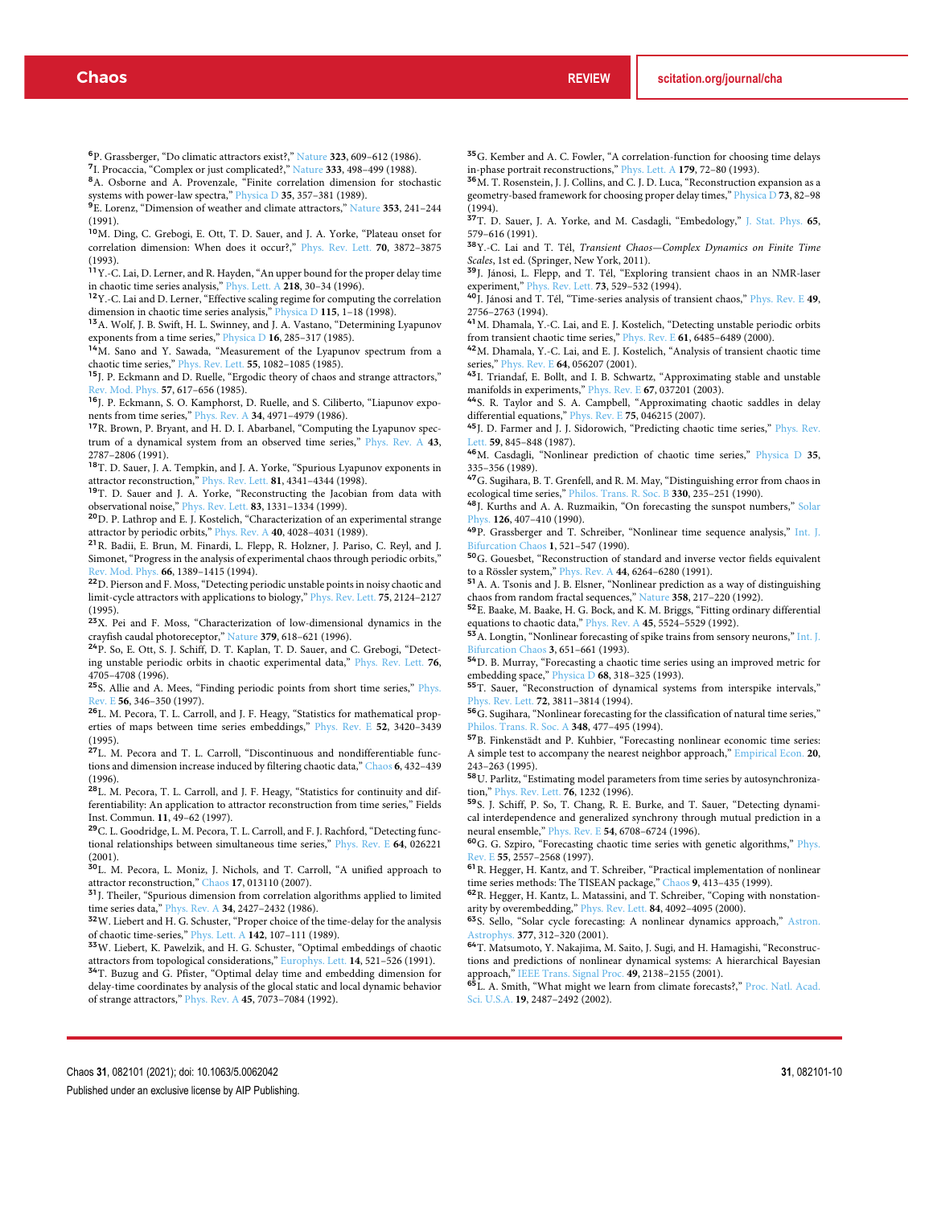[6] P. Grassberger, "Do climatic attractors exist?," Nature **323**, 609–612 (1986).

[7] I. Procaccia, "Complex or just complicated?," Nature **333**, 498–499 (1988).

[8] A. Osborne and A. Provenzale, "Finite correlation dimension for stochastic systems with power-law spectra," Physica D **35**, 357–381 (1989).

[9] E. Lorenz, "Dimension of weather and climate attractors," Nature **353**, 241–244 (1991).

[10] M. Ding, C. Grebogi, E. Ott, T. D. Sauer, and J. A. Yorke, "Plateau onset for correlation dimension: When does it occur?," Phys. Rev. Lett. **70**, 3872–3875 (1993).

[11] Y.-C. Lai, D. Lerner, and R. Hayden, "An upper bound for the proper delay time in chaotic time series analysis," Phys. Lett. A **218**, 30–34 (1996).

[12] Y.-C. Lai and D. Lerner, "Effective scaling regime for computing the correlation dimension in chaotic time series analysis," Physica D **115**, 1–18 (1998).

[13] A. Wolf, J. B. Swift, H. L. Swinney, and J. A. Vastano, "Determining Lyapunov exponents from a time series," Physica D **16**, 285–317 (1985).

[14] M. Sano and Y. Sawada, "Measurement of the Lyapunov spectrum from a chaotic time series," Phys. Rev. Lett. **55**, 1082–1085 (1985).

[15] J. P. Eckmann and D. Ruelle, "Ergodic theory of chaos and strange attractors," Rev. Mod. Phys. **57**, 617–656 (1985).

[16] J. P. Eckmann, S. O. Kamphorst, D. Ruelle, and S. Ciliberto, "Liapunov exponents from time series," Phys. Rev. A **34**, 4971–4979 (1986).

[17] R. Brown, P. Bryant, and H. D. I. Abarbanel, "Computing the Lyapunov spectrum of a dynamical system from an observed time series," Phys. Rev. A **43**, 2787–2806 (1991).

[18] T. D. Sauer, J. A. Tempkin, and J. A. Yorke, "Spurious Lyapunov exponents in attractor reconstruction," Phys. Rev. Lett. **81**, 4341–4344 (1998).

[19] T. D. Sauer and J. A. Yorke, "Reconstructing the Jacobian from data with observational noise," Phys. Rev. Lett. **83**, 1331–1334 (1999).

[20] D. P. Lathrop and E. J. Kostelich, "Characterization of an experimental strange attractor by periodic orbits," Phys. Rev. A **40**, 4028–4031 (1989).

[21] R. Badii, E. Brun, M. Finardi, L. Flepp, R. Holzner, J. Pariso, C. Reyl, and J. Simonet, "Progress in the analysis of experimental chaos through periodic orbits," Rev. Mod. Phys. **66**, 1389–1415 (1994).

[22] D. Pierson and F. Moss, "Detecting periodic unstable points in noisy chaotic and limit-cycle attractors with applications to biology," Phys. Rev. Lett. **75**, 2124–2127 (1995).

[23] X. Pei and F. Moss, "Characterization of low-dimensional dynamics in the crayfish caudal photoreceptor," Nature **379**, 618–621 (1996).

[24] P. So, E. Ott, S. J. Schiff, D. T. Kaplan, T. D. Sauer, and C. Grebogi, "Detecting unstable periodic orbits in chaotic experimental data," Phys. Rev. Lett. **76**, 4705–4708 (1996).

[25] S. Allie and A. Mees, "Finding periodic points from short time series," Phys. Rev. E **56**, 346–350 (1997).

[26] L. M. Pecora, T. L. Carroll, and J. F. Heagy, "Statistics for mathematical properties of maps between time series embeddings," Phys. Rev. E **52**, 3420–3439 (1995).

[27] L. M. Pecora and T. L. Carroll, "Discontinuous and nondifferentiable functions and dimension increase induced by filtering chaotic data," Chaos **6**, 432–439 (1996).

[28] L. M. Pecora, T. L. Carroll, and J. F. Heagy, "Statistics for continuity and differentiability: An application to attractor reconstruction from time series," Fields Inst. Commun. **11**, 49–62 (1997).

[29] C. L. Goodridge, L. M. Pecora, T. L. Carroll, and F. J. Rachford, "Detecting functional relationships between simultaneous time series," Phys. Rev. E **64**, 026221 (2001).

[30] L. M. Pecora, L. Moniz, J. Nichols, and T. Carroll, "A unified approach to attractor reconstruction," Chaos **17**, 013110 (2007).

[31] J. Theiler, "Spurious dimension from correlation algorithms applied to limited time series data," Phys. Rev. A **34**, 2427–2432 (1986).

[32] W. Liebert and H. G. Schuster, "Proper choice of the time-delay for the analysis of chaotic time-series," Phys. Lett. A **142**, 107–111 (1989).

[33] W. Liebert, K. Pawelzik, and H. G. Schuster, "Optimal embeddings of chaotic attractors from topological considerations," Europhys. Lett. **14**, 521–526 (1991).

[34] T. Buzug and G. Pfister, "Optimal delay time and embedding dimension for delay-time coordinates by analysis of the glocal static and local dynamic behavior of strange attractors," Phys. Rev. A **45**, 7073–7084 (1992).

[35] G. Kember and A. C. Fowler, "A correlation-function for choosing time delays in-phase portrait reconstructions," Phys. Lett. A **179**, 72–80 (1993).

[36] M. T. Rosenstein, J. J. Collins, and C. J. D. Luca, "Reconstruction expansion as a geometry-based framework for choosing proper delay times," Physica D **73**, 82–98 (1994).

[37] T. D. Sauer, J. A. Yorke, and M. Casdagli, "Embedology," J. Stat. Phys. **65**, 579–616 (1991).

[38] Y.-C. Lai and T. Tél, *Transient Chaos—Complex Dynamics on Finite Time Scales*, 1st ed. (Springer, New York, 2011).

[39] J. Jánosi, L. Flepp, and T. Tél, "Exploring transient chaos in an NMR-laser experiment," Phys. Rev. Lett. **73**, 529–532 (1994).

[40] J. Jánosi and T. Tél, "Time-series analysis of transient chaos," Phys. Rev. E **49**, 2756–2763 (1994).

[41] M. Dhamala, Y.-C. Lai, and E. J. Kostelich, "Detecting unstable periodic orbits from transient chaotic time series," Phys. Rev. E **61**, 6485–6489 (2000).

[42] M. Dhamala, Y.-C. Lai, and E. J. Kostelich, "Analysis of transient chaotic time series," Phys. Rev. E **64**, 056207 (2001).

[43] I. Triandaf, E. Bollt, and I. B. Schwartz, "Approximating stable and unstable manifolds in experiments," Phys. Rev. E **67**, 037201 (2003).

[44] S. R. Taylor and S. A. Campbell, "Approximating chaotic saddles in delay differential equations," Phys. Rev. E **75**, 046215 (2007).

[45] J. D. Farmer and J. J. Sidorowich, "Predicting chaotic time series," Phys. Rev. Lett. **59**, 845–848 (1987).

[46] M. Casdagli, "Nonlinear prediction of chaotic time series," Physica D **35**, 335–356 (1989).

[47] G. Sugihara, B. T. Grenfell, and R. M. May, "Distinguishing error from chaos in ecological time series," Philos. Trans. R. Soc. B **330**, 235–251 (1990).

[48] J. Kurths and A. A. Ruzmaikin, "On forecasting the sunspot numbers," Solar Phys. **126**, 407–410 (1990).

[49] P. Grassberger and T. Schreiber, "Nonlinear time sequence analysis," Int. J. Bifurcation Chaos **1**, 521–547 (1990).

[50] G. Gouesbet, "Reconstruction of standard and inverse vector fields equivalent to a Rössler system," Phys. Rev. A **44**, 6264–6280 (1991).

[51] A. A. Tsonis and J. B. Elsner, "Nonlinear prediction as a way of distinguishing chaos from random fractal sequences," Nature **358**, 217–220 (1992).

[52] E. Baake, M. Baake, H. G. Bock, and K. M. Briggs, "Fitting ordinary differential equations to chaotic data," Phys. Rev. A **45**, 5524–5529 (1992).

[53] A. Longtin, "Nonlinear forecasting of spike trains from sensory neurons," Int. J. Bifurcation Chaos **3**, 651–661 (1993).

[54] D. B. Murray, "Forecasting a chaotic time series using an improved metric for embedding space," Physica D **68**, 318–325 (1993).

[55] T. Sauer, "Reconstruction of dynamical systems from interspike intervals," Phys. Rev. Lett. **72**, 3811–3814 (1994).

[56] G. Sugihara, "Nonlinear forecasting for the classification of natural time series," Philos. Trans. R. Soc. A **348**, 477–495 (1994).

[57] B. Finkenstädt and P. Kuhbier, "Forecasting nonlinear economic time series: A simple test to accompany the nearest neighbor approach," Empirical Econ. **20**, 243–263 (1995).

[58] U. Parlitz, "Estimating model parameters from time series by autosynchronization," Phys. Rev. Lett. **76**, 1232 (1996).

[59] S. J. Schiff, P. So, T. Chang, R. E. Burke, and T. Sauer, "Detecting dynamical interdependence and generalized synchrony through mutual prediction in a neural ensemble," Phys. Rev. E **54**, 6708–6724 (1996).

[60] G. G. Szpiro, "Forecasting chaotic time series with genetic algorithms," Phys. Rev. E **55**, 2557–2568 (1997).

[61] R. Hegger, H. Kantz, and T. Schreiber, "Practical implementation of nonlinear time series methods: The TISEAN package," Chaos **9**, 413–435 (1999).

[62] R. Hegger, H. Kantz, L. Matassini, and T. Schreiber, "Coping with nonstationarity by overembedding," Phys. Rev. Lett. **84**, 4092–4095 (2000).

[63] S. Sello, "Solar cycle forecasting: A nonlinear dynamics approach," Astron. Astrophys. **377**, 312–320 (2001).

[64] T. Matsumoto, Y. Nakajima, M. Saito, J. Sugi, and H. Hamagishi, "Reconstructions and predictions of nonlinear dynamical systems: A hierarchical Bayesian approach," IEEE Trans. Signal Proc. **49**, 2138–2155 (2001).

[65] L. A. Smith, "What might we learn from climate forecasts?," Proc. Natl. Acad. Sci. U.S.A. **19**, 2487–2492 (2002).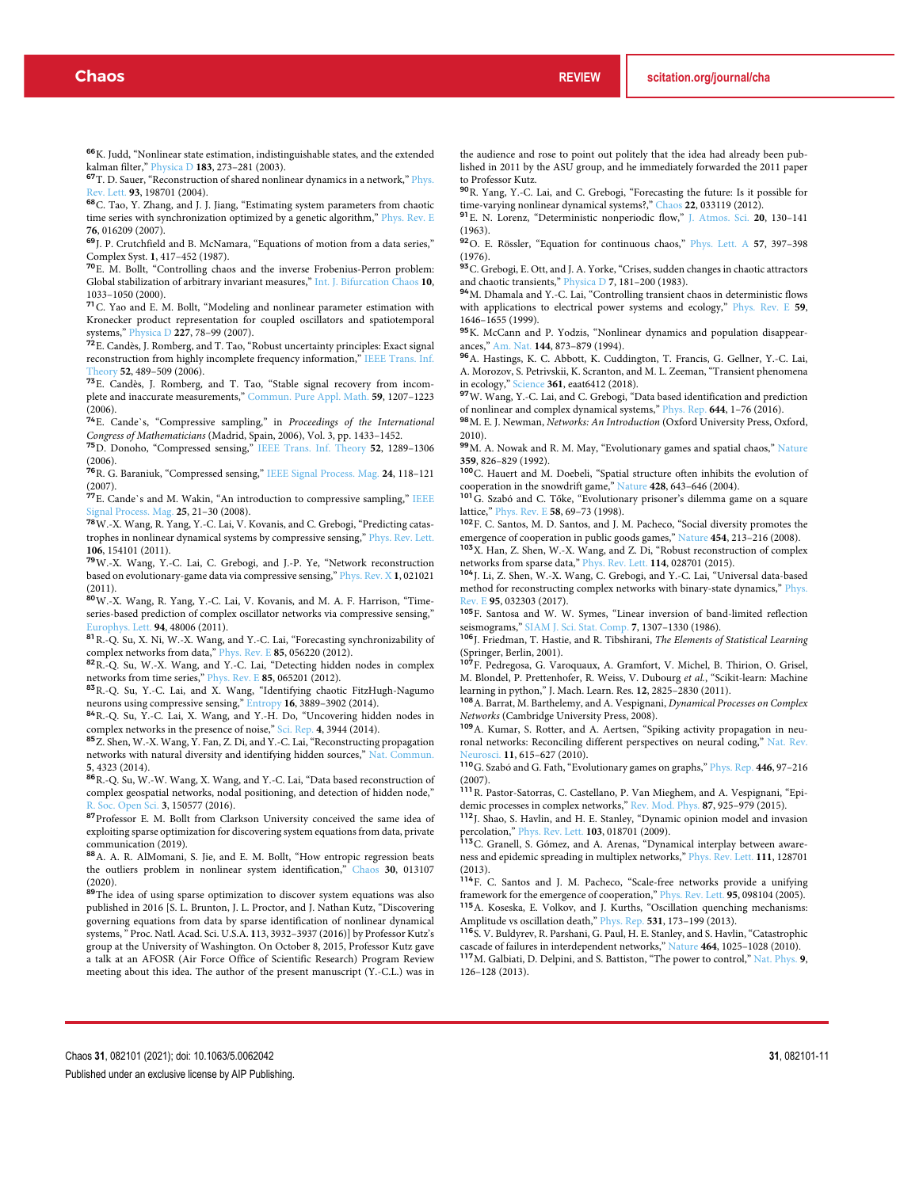[66] K. Judd, "Nonlinear state estimation, indistinguishable states, and the extended kalman filter," Physica D **183**, 273–281 (2003).

[67] T. D. Sauer, "Reconstruction of shared nonlinear dynamics in a network," Phys. Rev. Lett. **93**, 198701 (2004).

[68] C. Tao, Y. Zhang, and J. J. Jiang, "Estimating system parameters from chaotic time series with synchronization optimized by a genetic algorithm," Phys. Rev. E **76**, 016209 (2007).

[69] J. P. Crutchfield and B. McNamara, "Equations of motion from a data series," Complex Syst. **1**, 417–452 (1987).

[70] E. M. Bollt, "Controlling chaos and the inverse Frobenius-Perron problem: Global stabilization of arbitrary invariant measures," Int. J. Bifurcation Chaos **10**, 1033–1050 (2000).

[71] C. Yao and E. M. Bollt, "Modeling and nonlinear parameter estimation with Kronecker product representation for coupled oscillators and spatiotemporal systems," Physica D **227**, 78–99 (2007).

[72] E. Candès, J. Romberg, and T. Tao, "Robust uncertainty principles: Exact signal reconstruction from highly incomplete frequency information," IEEE Trans. Inf. Theory **52**, 489–509 (2006).

[73] E. Candès, J. Romberg, and T. Tao, "Stable signal recovery from incomplete and inaccurate measurements," Commun. Pure Appl. Math. **59**, 1207–1223 (2006).

[74] E. Cande`s, "Compressive sampling," in *Proceedings of the International Congress of Mathematicians* (Madrid, Spain, 2006), Vol. 3, pp. 1433–1452.

[75] D. Donoho, "Compressed sensing," IEEE Trans. Inf. Theory **52**, 1289–1306 (2006).

[76] R. G. Baraniuk, "Compressed sensing," IEEE Signal Process. Mag. **24**, 118–121 (2007).

[77] E. Cande`s and M. Wakin, "An introduction to compressive sampling," IEEE Signal Process. Mag. **25**, 21–30 (2008).

[78] W.-X. Wang, R. Yang, Y.-C. Lai, V. Kovanis, and C. Grebogi, "Predicting catastrophes in nonlinear dynamical systems by compressive sensing," Phys. Rev. Lett. **106**, 154101 (2011).

[79] W.-X. Wang, Y.-C. Lai, C. Grebogi, and J.-P. Ye, "Network reconstruction based on evolutionary-game data via compressive sensing," Phys. Rev. X **1**, 021021 (2011).

[80] W.-X. Wang, R. Yang, Y.-C. Lai, V. Kovanis, and M. A. F. Harrison, "Time-series-based prediction of complex oscillator networks via compressive sensing," Europhys. Lett. **94**, 48006 (2011).

[81] R.-Q. Su, X. Ni, W.-X. Wang, and Y.-C. Lai, "Forecasting synchronizability of complex networks from data," Phys. Rev. E **85**, 056220 (2012).

[82] R.-Q. Su, W.-X. Wang, and Y.-C. Lai, "Detecting hidden nodes in complex networks from time series," Phys. Rev. E **85**, 065201 (2012).

[83] R.-Q. Su, Y.-C. Lai, and X. Wang, "Identifying chaotic FitzHugh-Nagumo neurons using compressive sensing," Entropy **16**, 3889–3902 (2014).

[84] R.-Q. Su, Y.-C. Lai, X. Wang, and Y.-H. Do, "Uncovering hidden nodes in complex networks in the presence of noise," Sci. Rep. **4**, 3944 (2014).

[85] Z. Shen, W.-X. Wang, Y. Fan, Z. Di, and Y.-C. Lai, "Reconstructing propagation networks with natural diversity and identifying hidden sources," Nat. Commun. **5**, 4323 (2014).

[86] R.-Q. Su, W.-W. Wang, X. Wang, and Y.-C. Lai, "Data based reconstruction of complex geospatial networks, nodal positioning, and detection of hidden node," R. Soc. Open Sci. **3**, 150577 (2016).

[87] Professor E. M. Bollt from Clarkson University conceived the same idea of exploiting sparse optimization for discovering system equations from data, private communication (2019).

[88] A. A. R. AlMomani, S. Jie, and E. M. Bollt, "How entropic regression beats the outliers problem in nonlinear system identification," Chaos **30**, 013107 (2020).

[89] The idea of using sparse optimization to discover system equations was also published in 2016 [S. L. Brunton, J. L. Proctor, and J. Nathan Kutz, "Discovering governing equations from data by sparse identification of nonlinear dynamical systems," Proc. Natl. Acad. Sci. U.S.A. 113, 3932–3937 (2016)] by Professor Kutz's group at the University of Washington. On October 8, 2015, Professor Kutz gave a talk at an AFOSR (Air Force Office of Scientific Research) Program Review meeting about this idea. The author of the present manuscript (Y.-C.L.) was in the audience and rose to point out politely that the idea had already been published in 2011 by the ASU group, and he immediately forwarded the 2011 paper to Professor Kutz.

[90] R. Yang, Y.-C. Lai, and C. Grebogi, "Forecasting the future: Is it possible for time-varying nonlinear dynamical systems?," Chaos **22**, 033119 (2012).

[91] E. N. Lorenz, "Deterministic nonperiodic flow," J. Atmos. Sci. **20**, 130–141 (1963).

[92] O. E. Rössler, "Equation for continuous chaos," Phys. Lett. A **57**, 397–398 (1976).

[93] C. Grebogi, E. Ott, and J. A. Yorke, "Crises, sudden changes in chaotic attractors and chaotic transients," Physica D **7**, 181–200 (1983).

[94] M. Dhamala and Y.-C. Lai, "Controlling transient chaos in deterministic flows with applications to electrical power systems and ecology," Phys. Rev. E **59**, 1646–1655 (1999).

[95] K. McCann and P. Yodzis, "Nonlinear dynamics and population disappearances," Am. Nat. **144**, 873–879 (1994).

[96] A. Hastings, K. C. Abbott, K. Cuddington, T. Francis, G. Gellner, Y.-C. Lai, A. Morozov, S. Petrivskii, K. Scranton, and M. L. Zeeman, "Transient phenomena in ecology," Science **361**, eaat6412 (2018).

[97] W. Wang, Y.-C. Lai, and C. Grebogi, "Data based identification and prediction of nonlinear and complex dynamical systems," Phys. Rep. **644**, 1–76 (2016).

[98] M. E. J. Newman, *Networks: An Introduction* (Oxford University Press, Oxford, 2010).

[99] M. A. Nowak and R. M. May, "Evolutionary games and spatial chaos," Nature **359**, 826–829 (1992).

[100] C. Hauert and M. Doebeli, "Spatial structure often inhibits the evolution of cooperation in the snowdrift game," Nature **428**, 643–646 (2004).

[101] G. Szabó and C. Tőke, "Evolutionary prisoner's dilemma game on a square lattice," Phys. Rev. E **58**, 69–73 (1998).

[102] F. C. Santos, M. D. Santos, and J. M. Pacheco, "Social diversity promotes the emergence of cooperation in public goods games," Nature **454**, 213–216 (2008).

[103] X. Han, Z. Shen, W.-X. Wang, and Z. Di, "Robust reconstruction of complex networks from sparse data," Phys. Rev. Lett. **114**, 028701 (2015).

[104] J. Li, Z. Shen, W.-X. Wang, C. Grebogi, and Y.-C. Lai, "Universal data-based method for reconstructing complex networks with binary-state dynamics," Phys. Rev. E **95**, 032303 (2017).

[105] F. Santosa and W. W. Symes, "Linear inversion of band-limited reflection seismograms," SIAM J. Sci. Stat. Comp. **7**, 1307–1330 (1986).

[106] J. Friedman, T. Hastie, and R. Tibshirani, *The Elements of Statistical Learning* (Springer, Berlin, 2001).

[107] F. Pedregosa, G. Varoquaux, A. Gramfort, V. Michel, B. Thirion, O. Grisel, M. Blondel, P. Prettenhofer, R. Weiss, V. Dubourg *et al.*, "Scikit-learn: Machine learning in python," J. Mach. Learn. Res. **12**, 2825–2830 (2011).

[108] A. Barrat, M. Barthelemy, and A. Vespignani, *Dynamical Processes on Complex Networks* (Cambridge University Press, 2008).

[109] A. Kumar, S. Rotter, and A. Aertsen, "Spiking activity propagation in neuronal networks: Reconciling different perspectives on neural coding," Nat. Rev. Neurosci. **11**, 615–627 (2010).

[110] G. Szabó and G. Fath, "Evolutionary games on graphs," Phys. Rep. **446**, 97–216 (2007).

[111] R. Pastor-Satorras, C. Castellano, P. Van Mieghem, and A. Vespignani, "Epidemic processes in complex networks," Rev. Mod. Phys. **87**, 925–979 (2015).

[112] J. Shao, S. Havlin, and H. E. Stanley, "Dynamic opinion model and invasion percolation," Phys. Rev. Lett. **103**, 018701 (2009).

[113] C. Granell, S. Gómez, and A. Arenas, "Dynamical interplay between awareness and epidemic spreading in multiplex networks," Phys. Rev. Lett. **111**, 128701 (2013).

[114] F. C. Santos and J. M. Pacheco, "Scale-free networks provide a unifying framework for the emergence of cooperation," Phys. Rev. Lett. **95**, 098104 (2005).

[115] A. Koseska, E. Volkov, and J. Kurths, "Oscillation quenching mechanisms: Amplitude vs oscillation death," Phys. Rep. **531**, 173–199 (2013).

[116] S. V. Buldyrev, R. Parshani, G. Paul, H. E. Stanley, and S. Havlin, "Catastrophic cascade of failures in interdependent networks," Nature **464**, 1025–1028 (2010).

[117] M. Galbiati, D. Delpini, and S. Battiston, "The power to control," Nat. Phys. **9**, 126–128 (2013).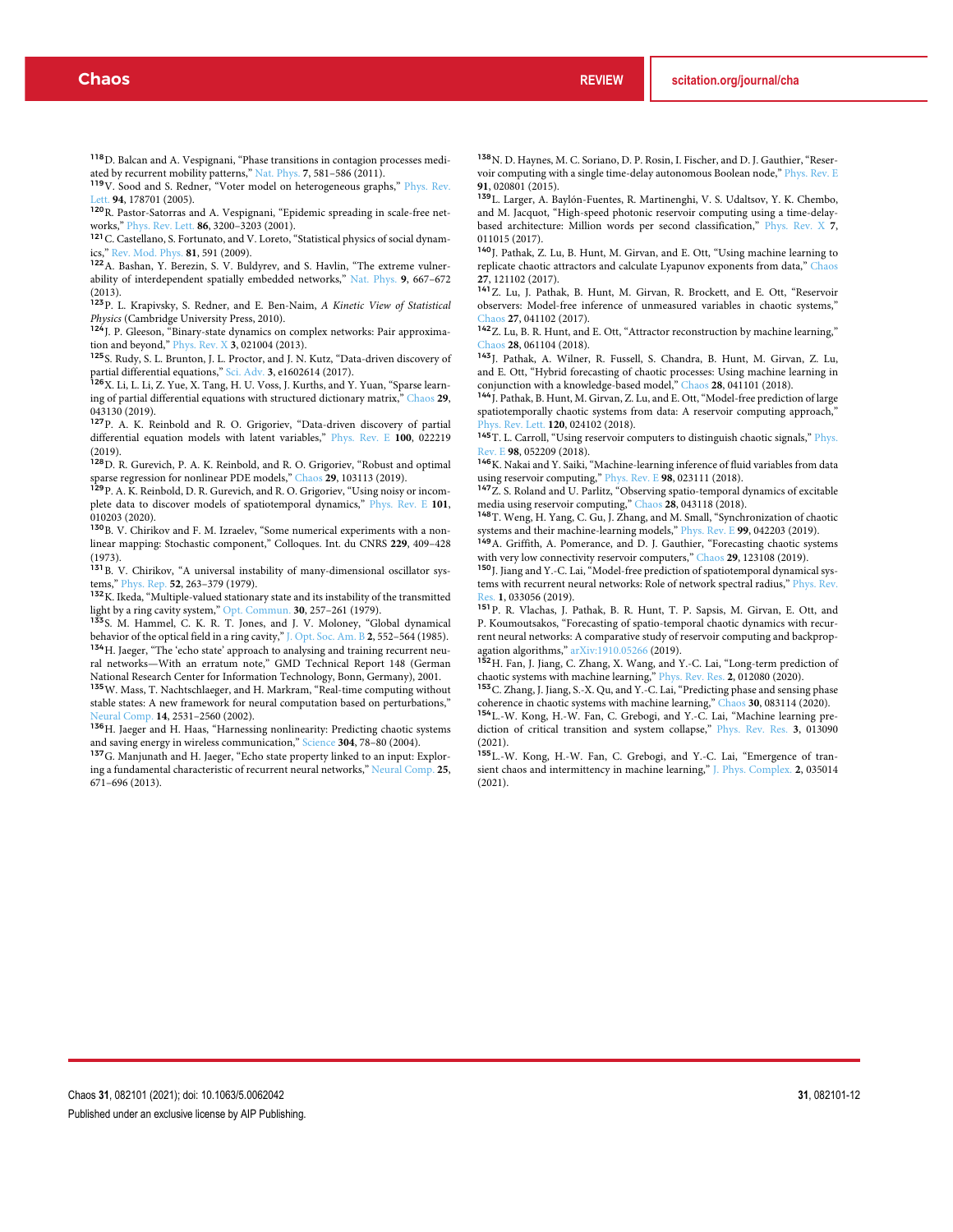[118] D. Balcan and A. Vespignani, "Phase transitions in contagion processes mediated by recurrent mobility patterns," Nat. Phys. **7**, 581–586 (2011).

[119] V. Sood and S. Redner, "Voter model on heterogeneous graphs," Phys. Rev. Lett. **94**, 178701 (2005).

[120] R. Pastor-Satorras and A. Vespignani, "Epidemic spreading in scale-free networks," Phys. Rev. Lett. **86**, 3200–3203 (2001).

[121] C. Castellano, S. Fortunato, and V. Loreto, "Statistical physics of social dynamics," Rev. Mod. Phys. **81**, 591 (2009).

[122] A. Bashan, Y. Berezin, S. V. Buldyrev, and S. Havlin, "The extreme vulnerability of interdependent spatially embedded networks," Nat. Phys. **9**, 667–672 (2013).

[123] P. L. Krapivsky, S. Redner, and E. Ben-Naim, *A Kinetic View of Statistical Physics* (Cambridge University Press, 2010).

[124] J. P. Gleeson, "Binary-state dynamics on complex networks: Pair approximation and beyond," Phys. Rev. X **3**, 021004 (2013).

[125] S. Rudy, S. L. Brunton, J. L. Proctor, and J. N. Kutz, "Data-driven discovery of partial differential equations," Sci. Adv. **3**, e1602614 (2017).

[126] X. Li, L. Li, Z. Yue, X. Tang, H. U. Voss, J. Kurths, and Y. Yuan, "Sparse learning of partial differential equations with structured dictionary matrix," Chaos **29**, 043130 (2019).

[127] P. A. K. Reinbold and R. O. Grigoriev, "Data-driven discovery of partial differential equation models with latent variables," Phys. Rev. E **100**, 022219 (2019).

[128] D. R. Gurevich, P. A. K. Reinbold, and R. O. Grigoriev, "Robust and optimal sparse regression for nonlinear PDE models," Chaos **29**, 103113 (2019).

[129] P. A. K. Reinbold, D. R. Gurevich, and R. O. Grigoriev, "Using noisy or incomplete data to discover models of spatiotemporal dynamics," Phys. Rev. E **101**, 010203 (2020).

[130] B. V. Chirikov and F. M. Izraelev, "Some numerical experiments with a nonlinear mapping: Stochastic component," Colloques. Int. du CNRS **229**, 409–428 (1973).

[131] B. V. Chirikov, "A universal instability of many-dimensional oscillator systems," Phys. Rep. **52**, 263–379 (1979).

[132] K. Ikeda, "Multiple-valued stationary state and its instability of the transmitted light by a ring cavity system," Opt. Commun. **30**, 257–261 (1979).

[133] S. M. Hammel, C. K. R. T. Jones, and J. V. Moloney, "Global dynamical behavior of the optical field in a ring cavity," J. Opt. Soc. Am. B **2**, 552–564 (1985).

[134] H. Jaeger, "The 'echo state' approach to analysing and training recurrent neural networks—With an erratum note," GMD Technical Report 148 (German National Research Center for Information Technology, Bonn, Germany), 2001.

[135] W. Mass, T. Nachtschlaeger, and H. Markram, "Real-time computing without stable states: A new framework for neural computation based on perturbations," Neural Comp. **14**, 2531–2560 (2002).

[136] H. Jaeger and H. Haas, "Harnessing nonlinearity: Predicting chaotic systems and saving energy in wireless communication," Science **304**, 78–80 (2004).

[137] G. Manjunath and H. Jaeger, "Echo state property linked to an input: Exploring a fundamental characteristic of recurrent neural networks," Neural Comp. **25**, 671–696 (2013).

[138] N. D. Haynes, M. C. Soriano, D. P. Rosin, I. Fischer, and D. J. Gauthier, "Reservoir computing with a single time-delay autonomous Boolean node," Phys. Rev. E **91**, 020801 (2015).

[139] L. Larger, A. Baylón-Fuentes, R. Martinenghi, V. S. Udaltsov, Y. K. Chembo, and M. Jacquot, "High-speed photonic reservoir computing using a time-delay-based architecture: Million words per second classification," Phys. Rev. X **7**, 011015 (2017).

[140] J. Pathak, Z. Lu, B. Hunt, M. Girvan, and E. Ott, "Using machine learning to replicate chaotic attractors and calculate Lyapunov exponents from data," Chaos **27**, 121102 (2017).

[141] Z. Lu, J. Pathak, B. Hunt, M. Girvan, R. Brockett, and E. Ott, "Reservoir observers: Model-free inference of unmeasured variables in chaotic systems," Chaos **27**, 041102 (2017).

[142] Z. Lu, B. R. Hunt, and E. Ott, "Attractor reconstruction by machine learning," Chaos **28**, 061104 (2018).

[143] J. Pathak, A. Wilner, R. Fussell, S. Chandra, B. Hunt, M. Girvan, Z. Lu, and E. Ott, "Hybrid forecasting of chaotic processes: Using machine learning in conjunction with a knowledge-based model," Chaos **28**, 041101 (2018).

[144] J. Pathak, B. Hunt, M. Girvan, Z. Lu, and E. Ott, "Model-free prediction of large spatiotemporally chaotic systems from data: A reservoir computing approach," Phys. Rev. Lett. **120**, 024102 (2018).

[145] T. L. Carroll, "Using reservoir computers to distinguish chaotic signals," Phys. Rev. E **98**, 052209 (2018).

[146] K. Nakai and Y. Saiki, "Machine-learning inference of fluid variables from data using reservoir computing," Phys. Rev. E **98**, 023111 (2018).

[147] Z. S. Roland and U. Parlitz, "Observing spatio-temporal dynamics of excitable media using reservoir computing," Chaos **28**, 043118 (2018).

[148] T. Weng, H. Yang, C. Gu, J. Zhang, and M. Small, "Synchronization of chaotic systems and their machine-learning models," Phys. Rev. E **99**, 042203 (2019).

[149] A. Griffith, A. Pomerance, and D. J. Gauthier, "Forecasting chaotic systems with very low connectivity reservoir computers," Chaos **29**, 123108 (2019).

[150] J. Jiang and Y.-C. Lai, "Model-free prediction of spatiotemporal dynamical systems with recurrent neural networks: Role of network spectral radius," Phys. Rev. Res. **1**, 033056 (2019).

[151] P. R. Vlachas, J. Pathak, B. R. Hunt, T. P. Sapsis, M. Girvan, E. Ott, and P. Koumoutsakos, "Forecasting of spatio-temporal chaotic dynamics with recurrent neural networks: A comparative study of reservoir computing and backpropagation algorithms," arXiv:1910.05266 (2019).

[152] H. Fan, J. Jiang, C. Zhang, X. Wang, and Y.-C. Lai, "Long-term prediction of chaotic systems with machine learning," Phys. Rev. Res. **2**, 012080 (2020).

[153] C. Zhang, J. Jiang, S.-X. Qu, and Y.-C. Lai, "Predicting phase and sensing phase coherence in chaotic systems with machine learning," Chaos **30**, 083114 (2020).

[154] L.-W. Kong, H.-W. Fan, C. Grebogi, and Y.-C. Lai, "Machine learning prediction of critical transition and system collapse," Phys. Rev. Res. **3**, 013090 (2021).

[155] L.-W. Kong, H.-W. Fan, C. Grebogi, and Y.-C. Lai, "Emergence of transient chaos and intermittency in machine learning," J. Phys. Complex. **2**, 035014 (2021).